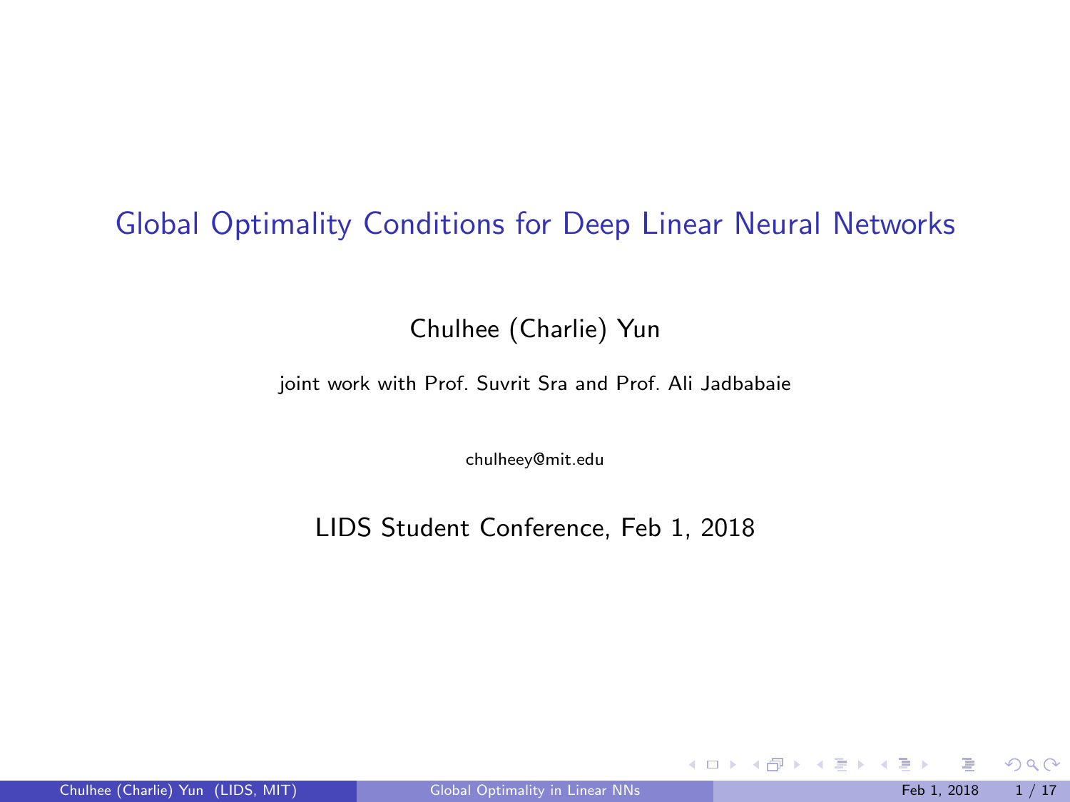# Global Optimality Conditions for Deep Linear Neural Networks

Chulhee (Charlie) Yun

joint work with Prof. Suvrit Sra and Prof. Ali Jadbabaie

chulheey@mit.edu

LIDS Student Conference, Feb 1, 2018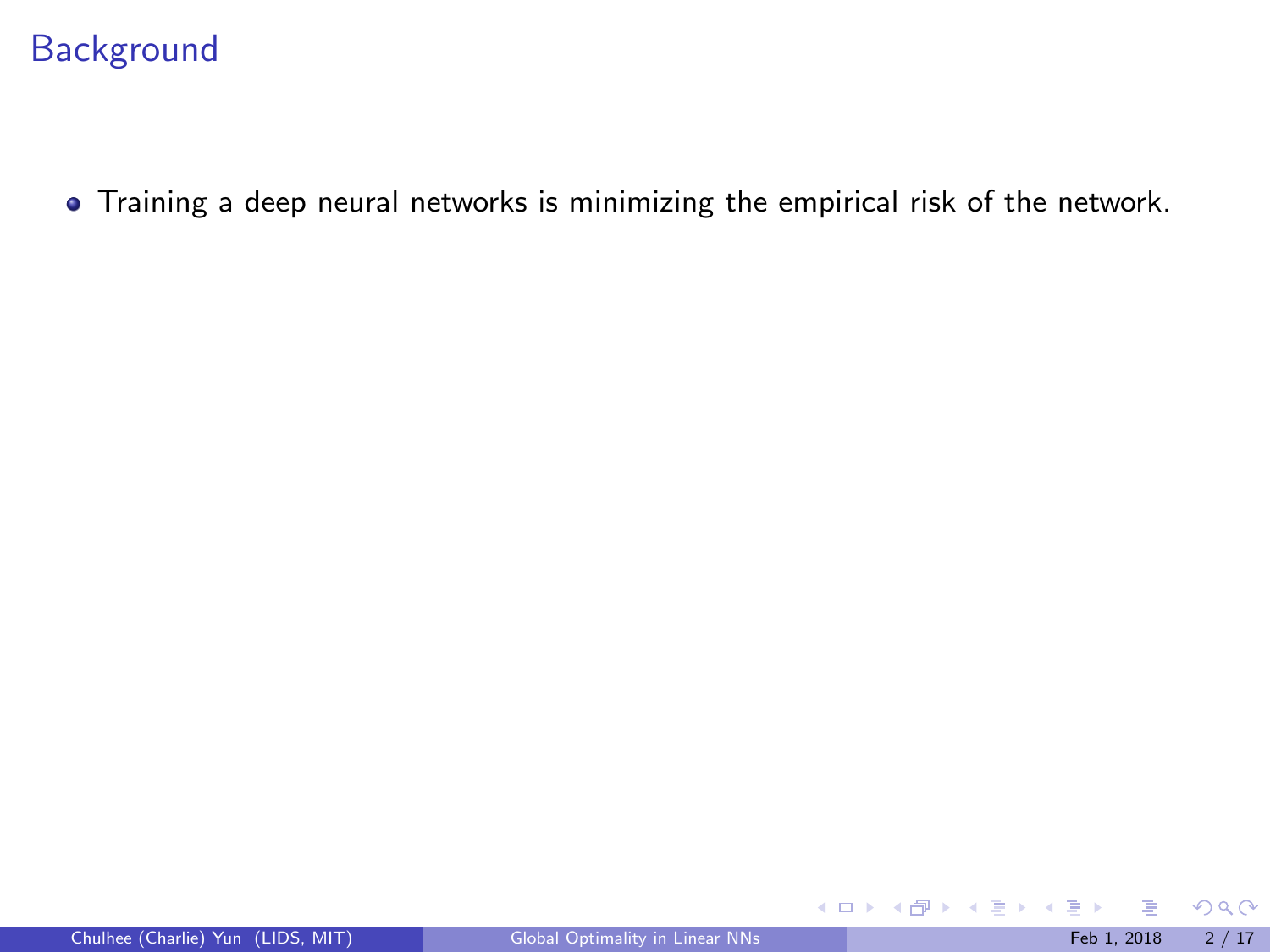# Background

- Training a deep neural networks is minimizing the empirical risk of the network.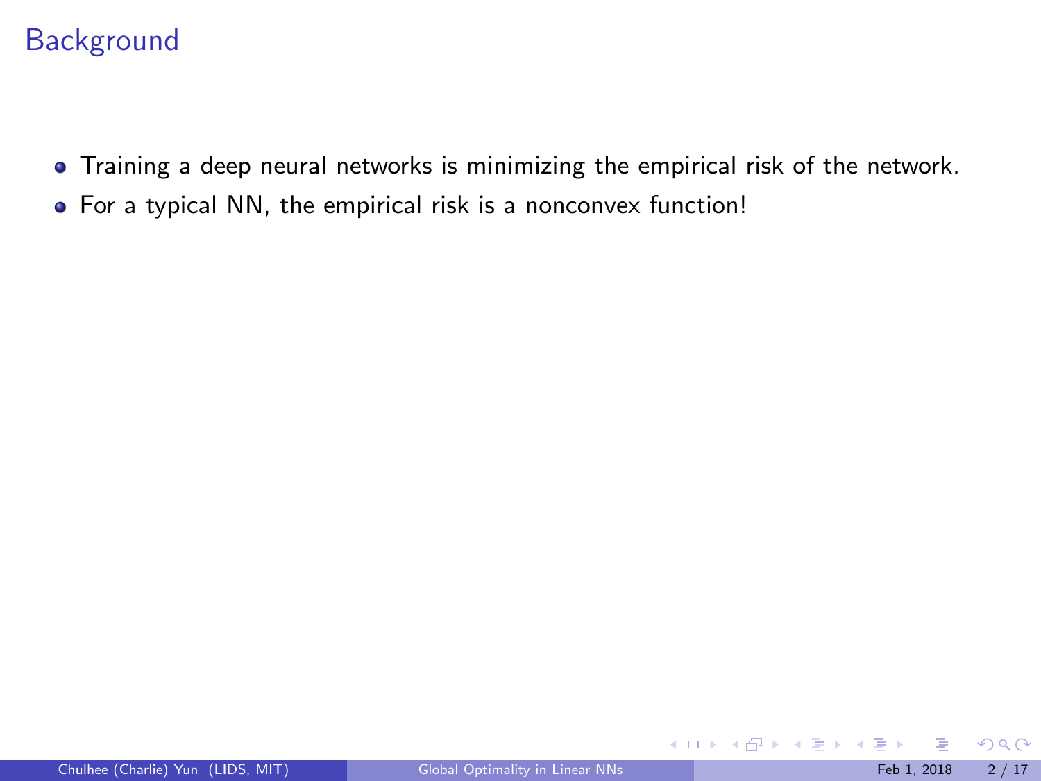# Background

- Training a deep neural networks is minimizing the empirical risk of the network.
- For a typical NN, the empirical risk is a nonconvex function!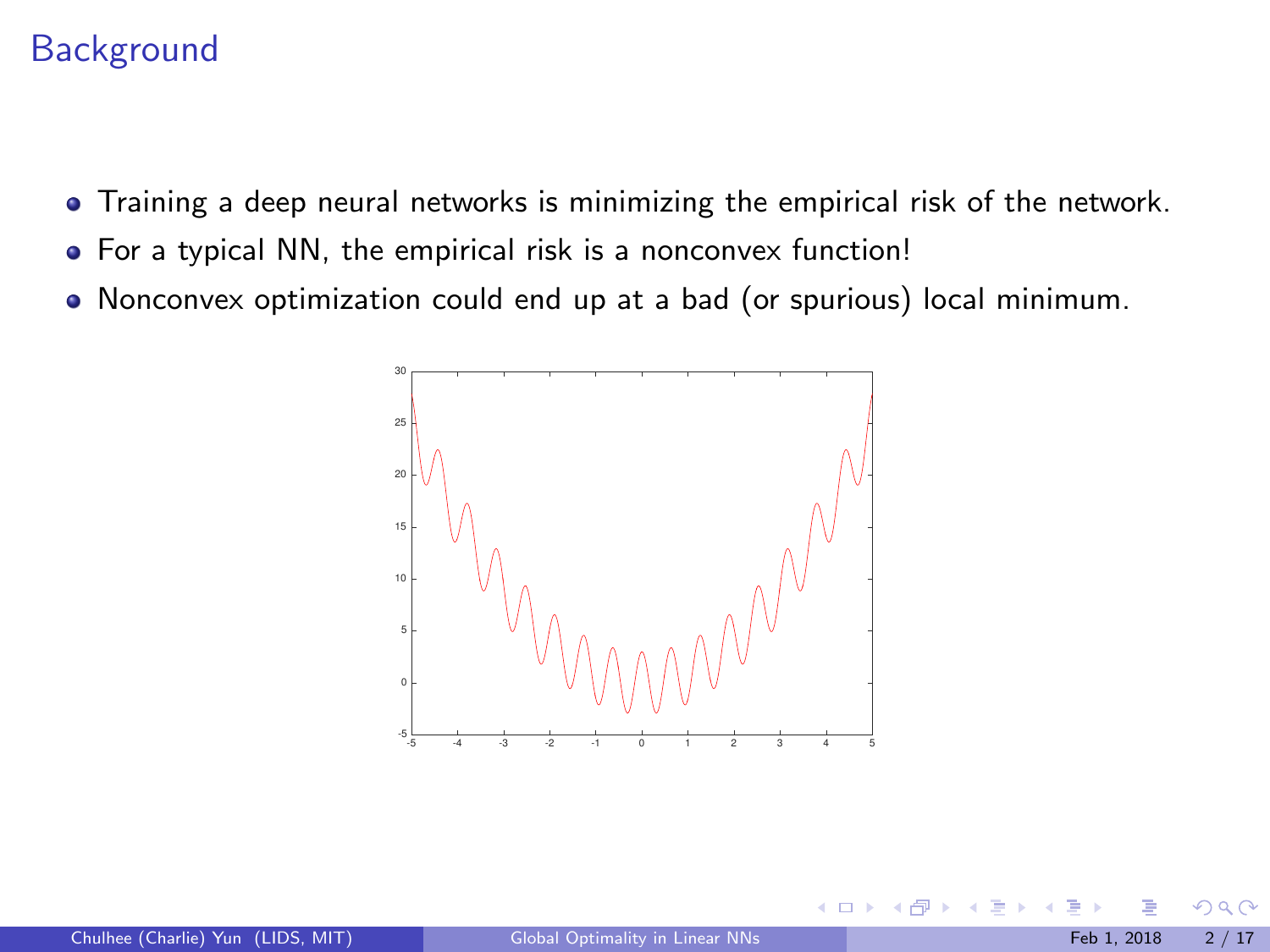# Background

- Training a deep neural networks is minimizing the empirical risk of the network.
- For a typical NN, the empirical risk is a nonconvex function!
- Nonconvex optimization could end up at a bad (or spurious) local minimum.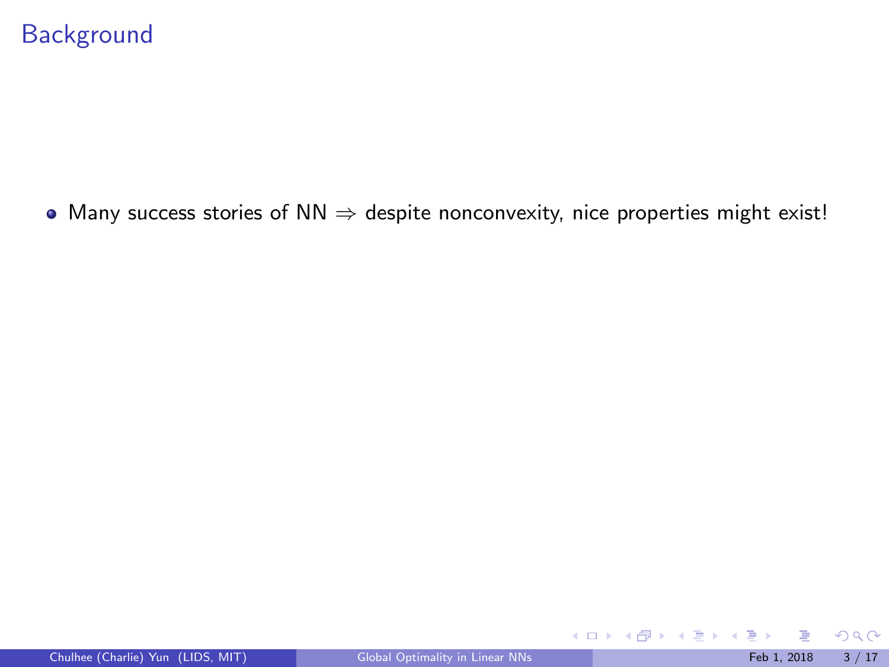# Background

- Many success stories of NN $\Rightarrow$ despite nonconvexity, nice properties might exist!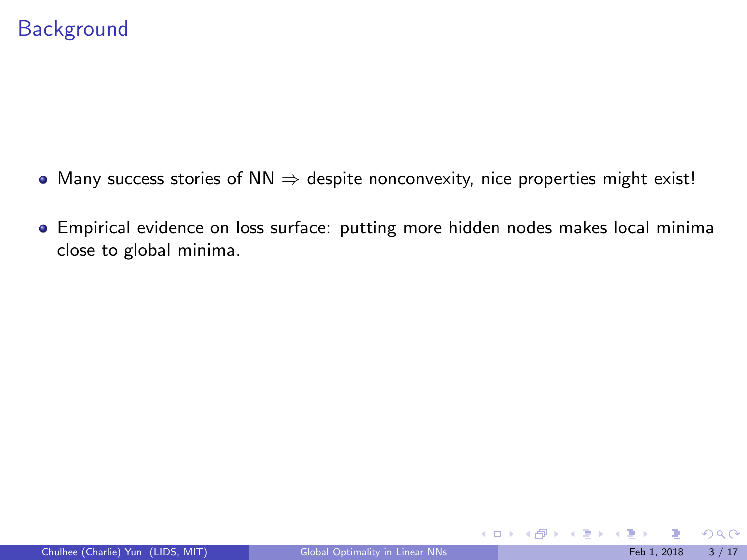# Background

- Many success stories of NN $\Rightarrow$ despite nonconvexity, nice properties might exist!
- Empirical evidence on loss surface: putting more hidden nodes makes local minima close to global minima.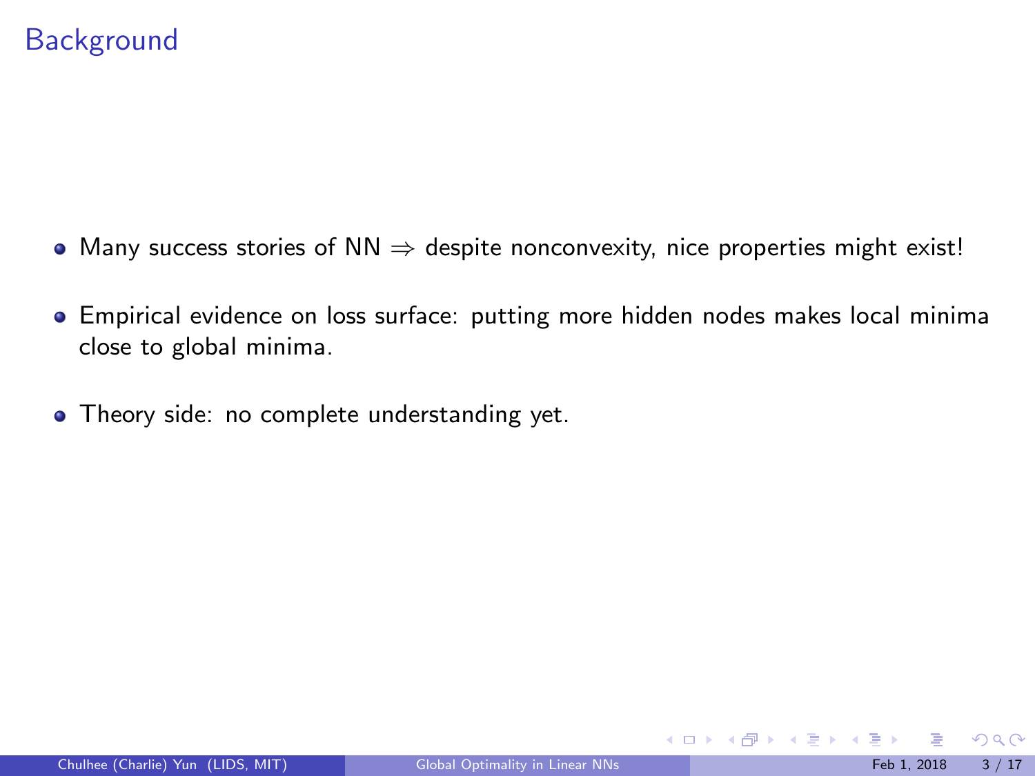# Background

- Many success stories of NN $\Rightarrow$ despite nonconvexity, nice properties might exist!
- Empirical evidence on loss surface: putting more hidden nodes makes local minima close to global minima.
- Theory side: no complete understanding yet.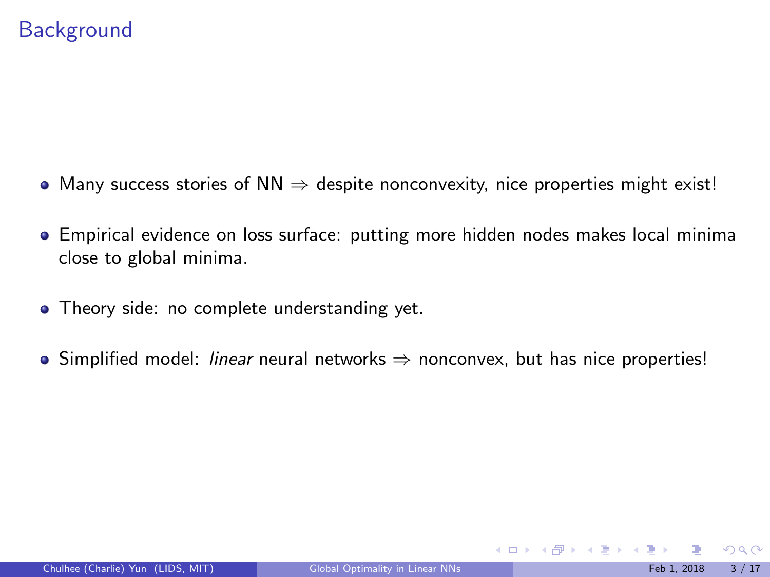## Background

- Many success stories of NN $\Rightarrow$ despite nonconvexity, nice properties might exist!
- Empirical evidence on loss surface: putting more hidden nodes makes local minima close to global minima.
- Theory side: no complete understanding yet.
- Simplified model: *linear* neural networks $\Rightarrow$ nonconvex, but has nice properties!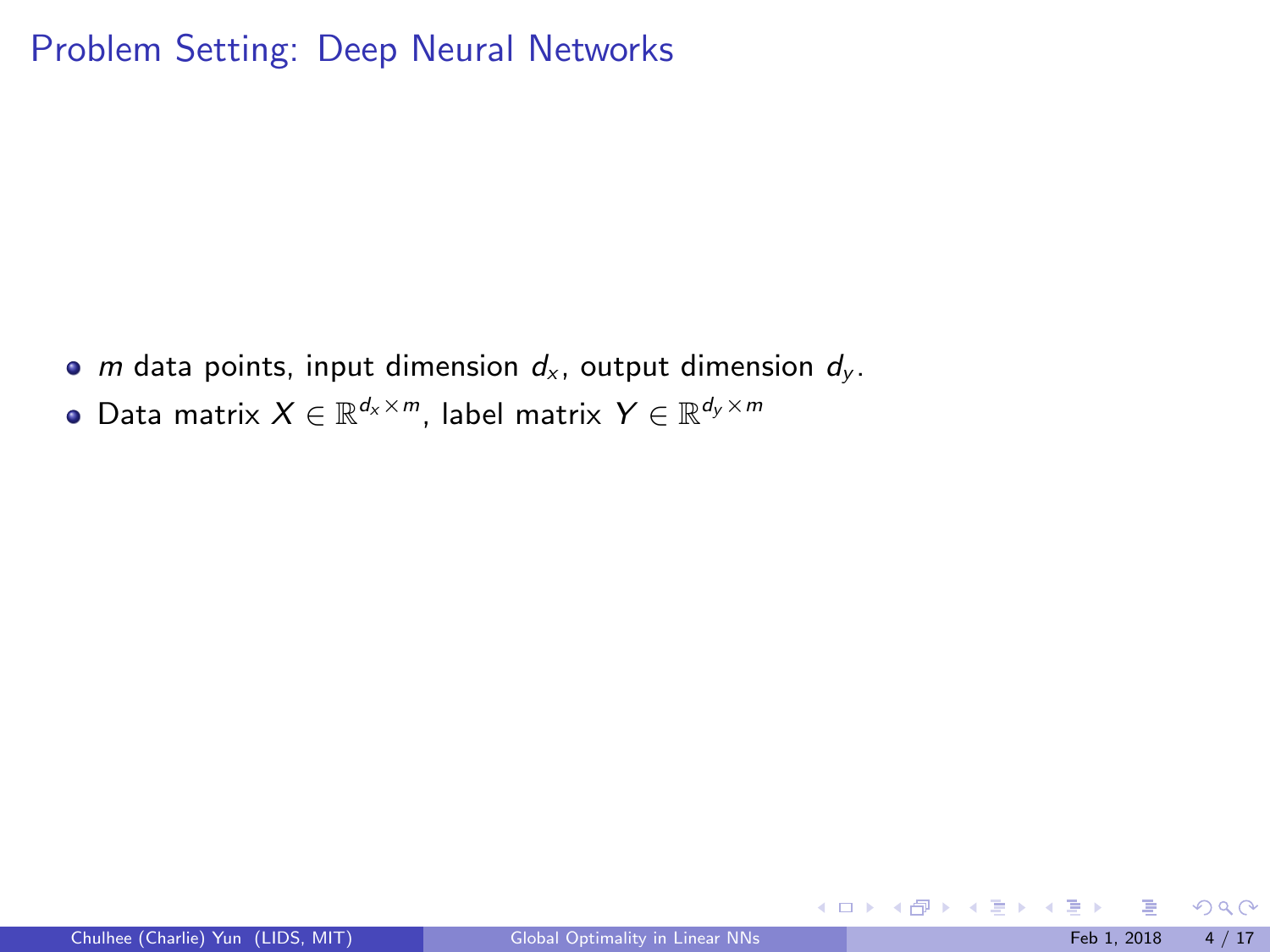## Problem Setting: Deep Neural Networks

- $m$ data points, input dimension $d_x$, output dimension $d_y$.
- Data matrix $X \in \mathbb{R}^{d_x \times m}$, label matrix $Y \in \mathbb{R}^{d_y \times m}$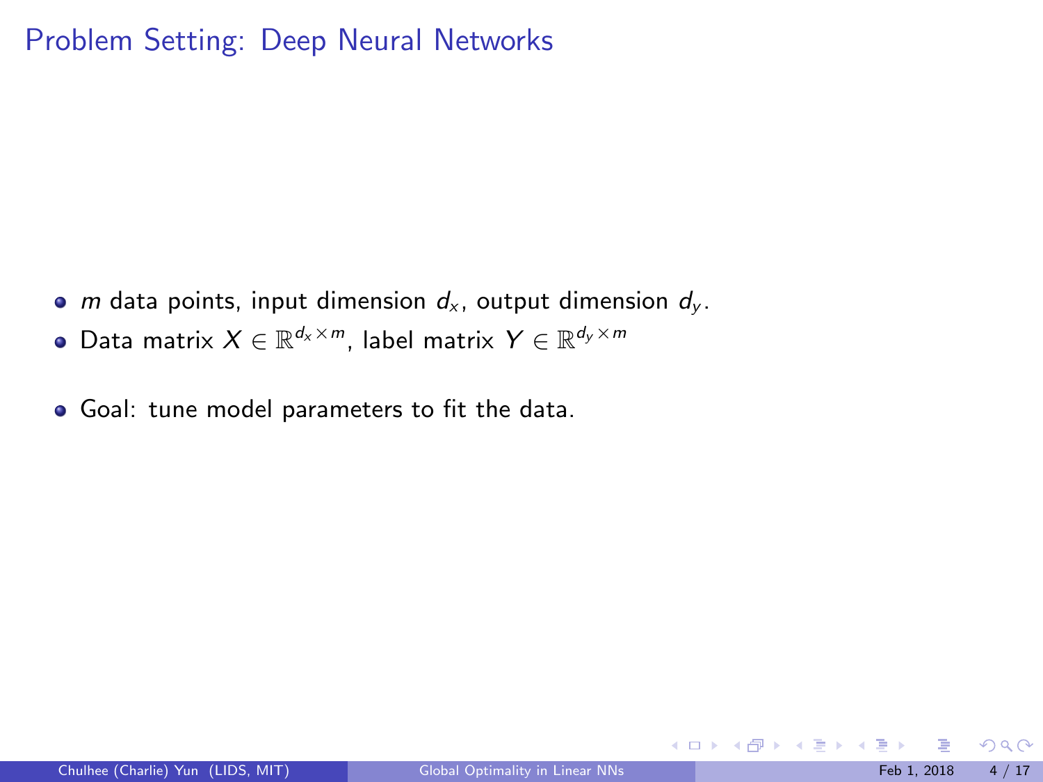# Problem Setting: Deep Neural Networks

- $m$ data points, input dimension $d_x$, output dimension $d_y$.
- Data matrix $X \in \mathbb{R}^{d_x \times m}$, label matrix $Y \in \mathbb{R}^{d_y \times m}$
- Goal: tune model parameters to fit the data.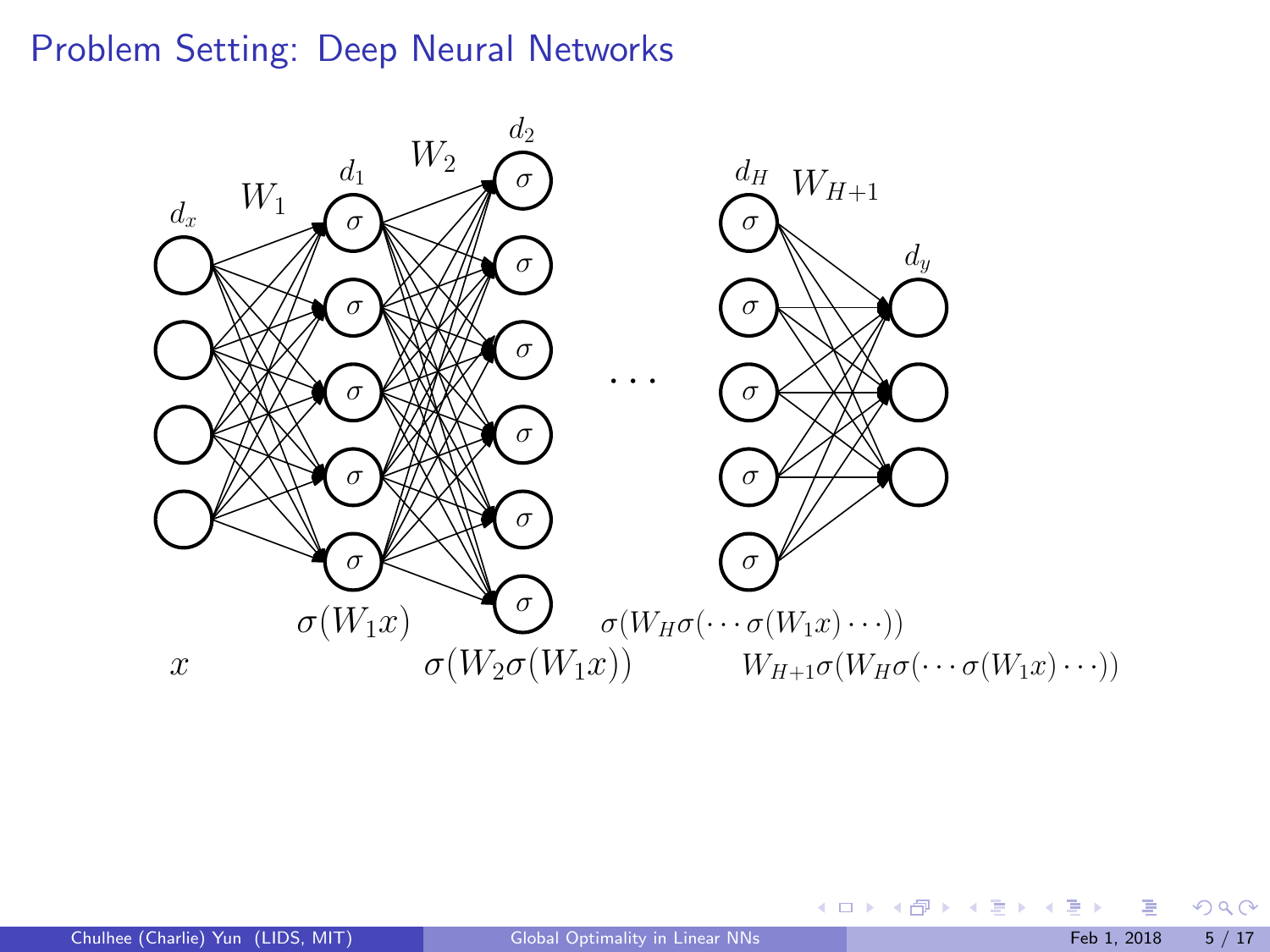# Problem Setting: Deep Neural Networks

$d_x$ $W_1$ $d_1$ $W_2$ $d_2$ $\cdots$ $d_H$ $W_{H+1}$ $d_y$

$x$

$\sigma(W_1 x)$

$\sigma(W_2 \sigma(W_1 x))$

$\sigma(W_H \sigma(\cdots \sigma(W_1 x) \cdots))$

$W_{H+1} \sigma(W_H \sigma(\cdots \sigma(W_1 x) \cdots))$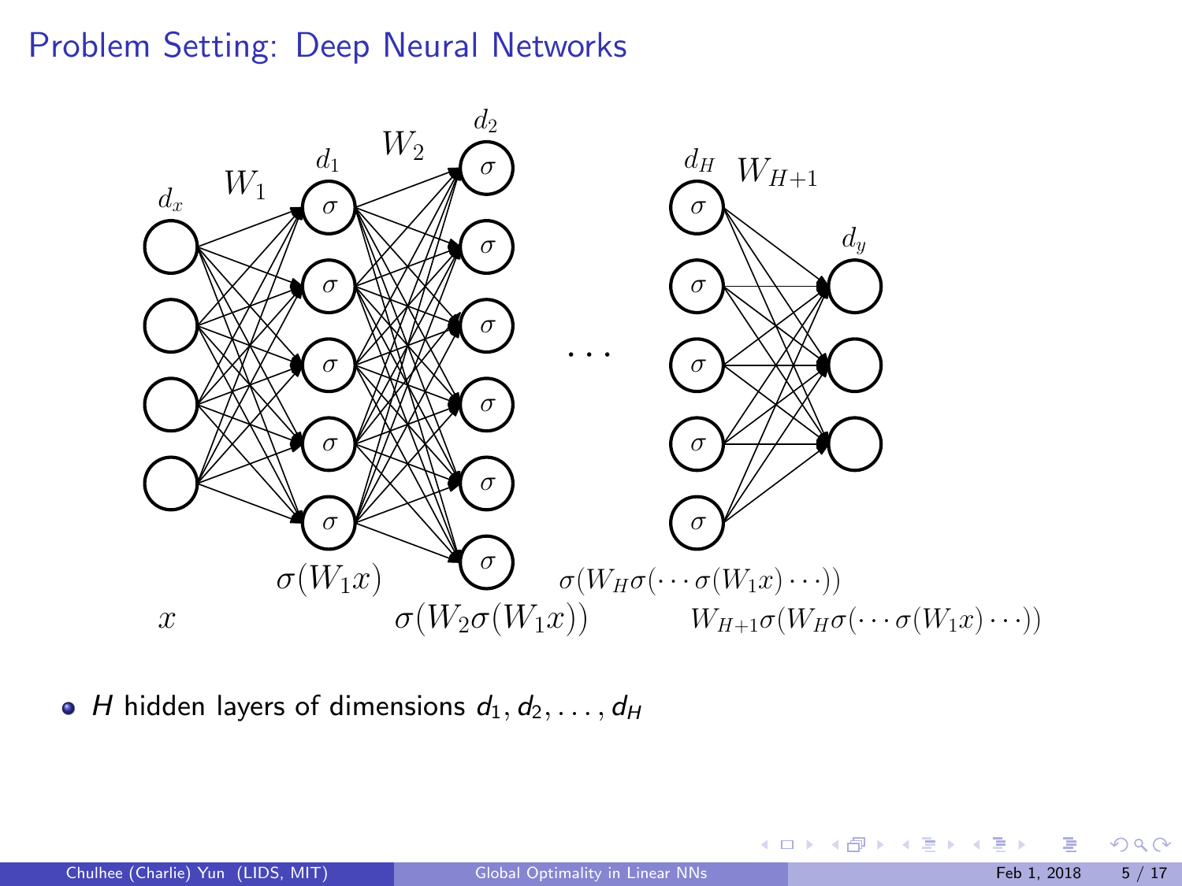# Problem Setting: Deep Neural Networks

- $H$ hidden layers of dimensions $d_1, d_2, \ldots, d_H$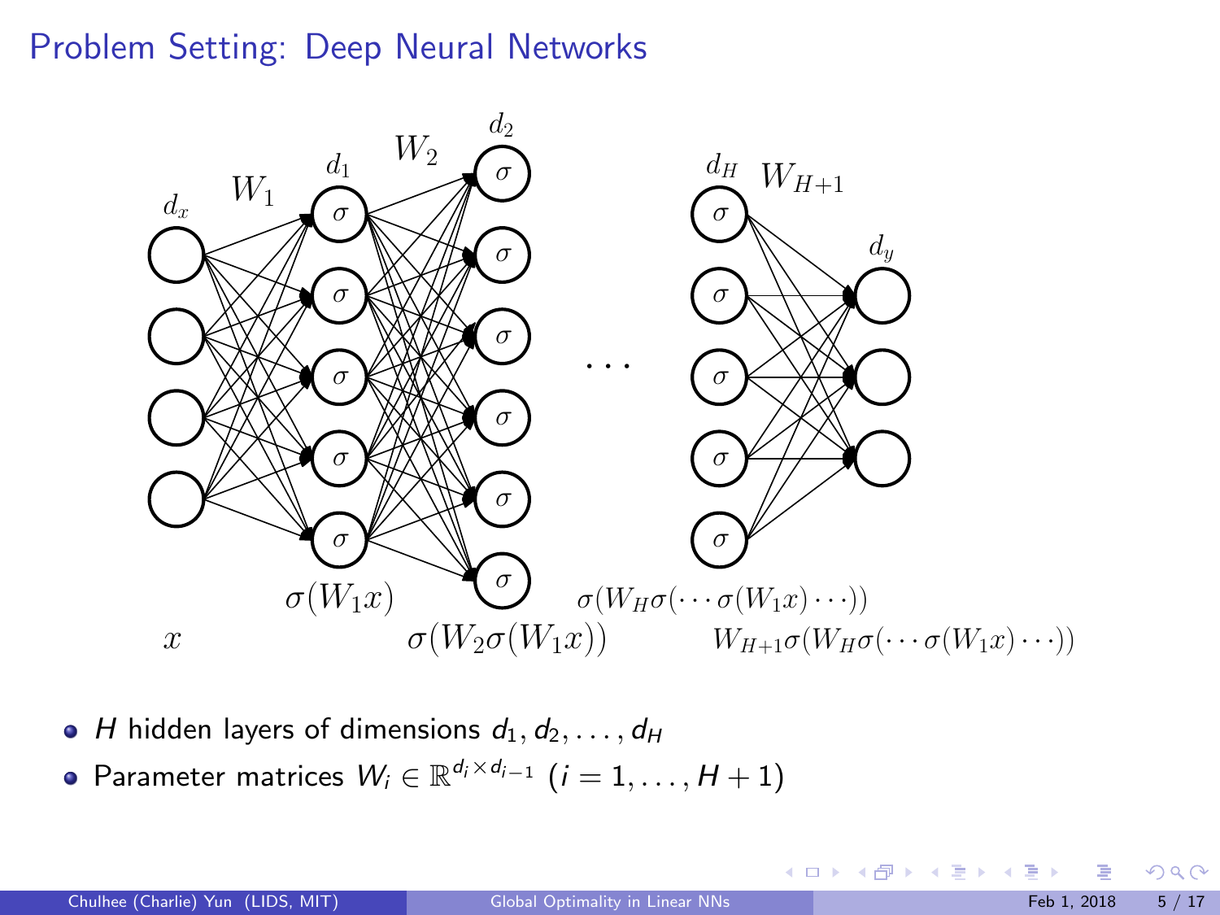## Problem Setting: Deep Neural Networks

- $H$ hidden layers of dimensions $d_1, d_2, \ldots, d_H$
- Parameter matrices $W_i \in \mathbb{R}^{d_i \times d_{i-1}}$ $(i = 1, \ldots, H+1)$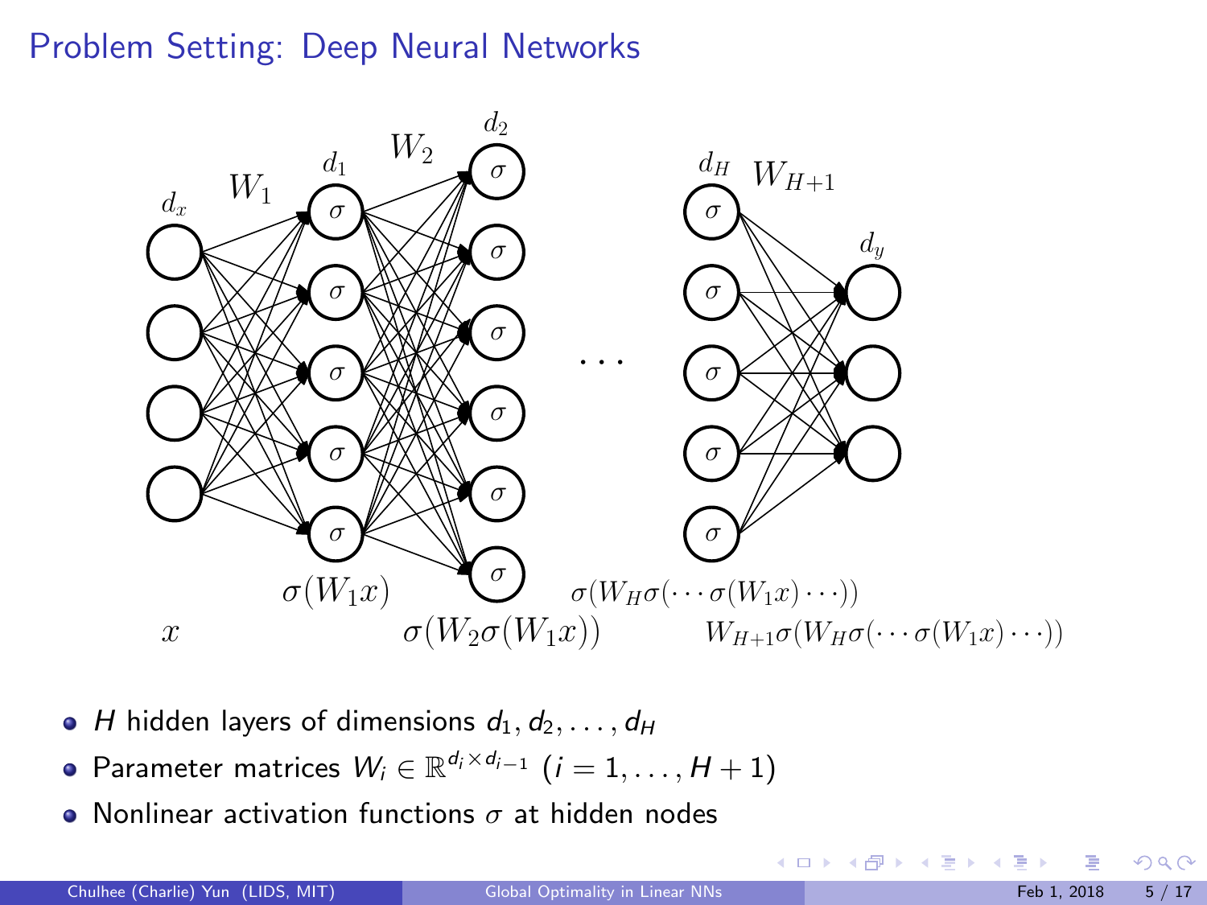## Problem Setting: Deep Neural Networks

- $H$ hidden layers of dimensions $d_1, d_2, \ldots, d_H$
- Parameter matrices $W_i \in \mathbb{R}^{d_i \times d_{i-1}}$ $(i = 1, \ldots, H+1)$
- Nonlinear activation functions $\sigma$ at hidden nodes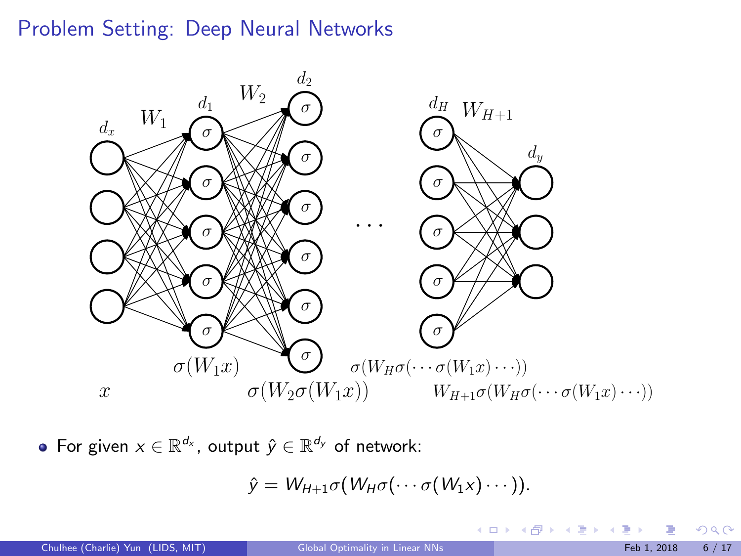## Problem Setting: Deep Neural Networks

- For given $x \in \mathbb{R}^{d_x}$, output $\hat{y} \in \mathbb{R}^{d_y}$ of network:

$$\hat{y} = W_{H+1}\sigma(W_H\sigma(\cdots\sigma(W_1 x)\cdots)).$$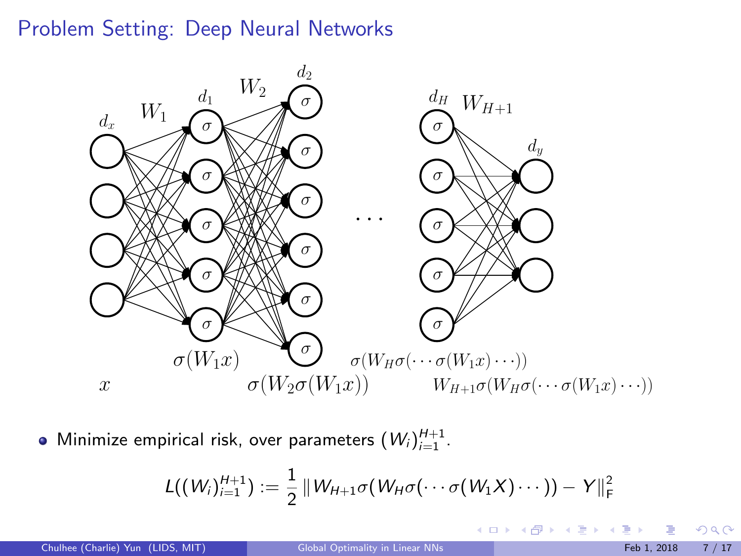## Problem Setting: Deep Neural Networks

- Minimize empirical risk, over parameters $(W_i)_{i=1}^{H+1}$.

$$L((W_i)_{i=1}^{H+1}) := \frac{1}{2} \| W_{H+1}\sigma(W_H\sigma(\cdots\sigma(W_1X)\cdots)) - Y\|_F^2$$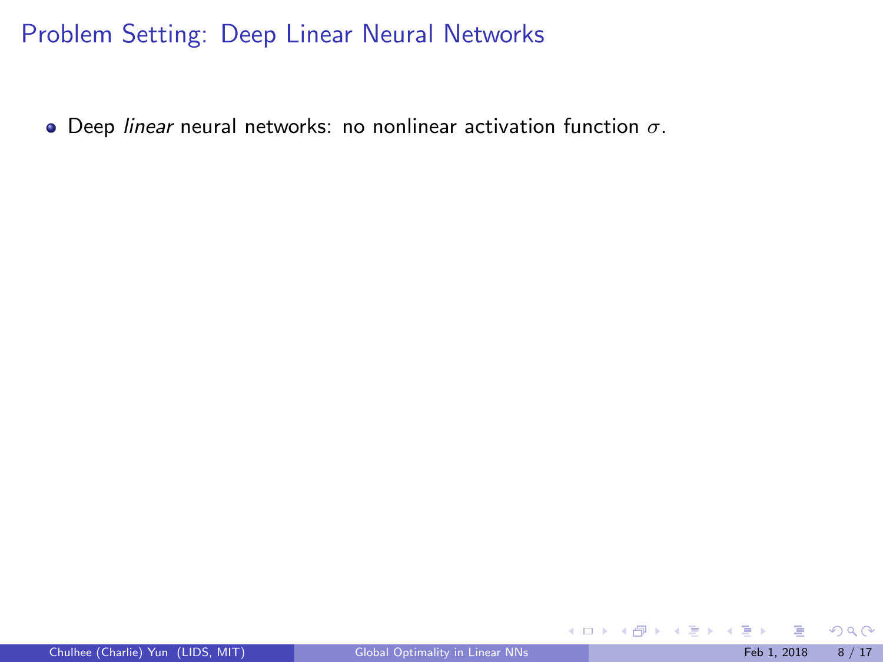# Problem Setting: Deep Linear Neural Networks

- Deep *linear* neural networks: no nonlinear activation function $\sigma$.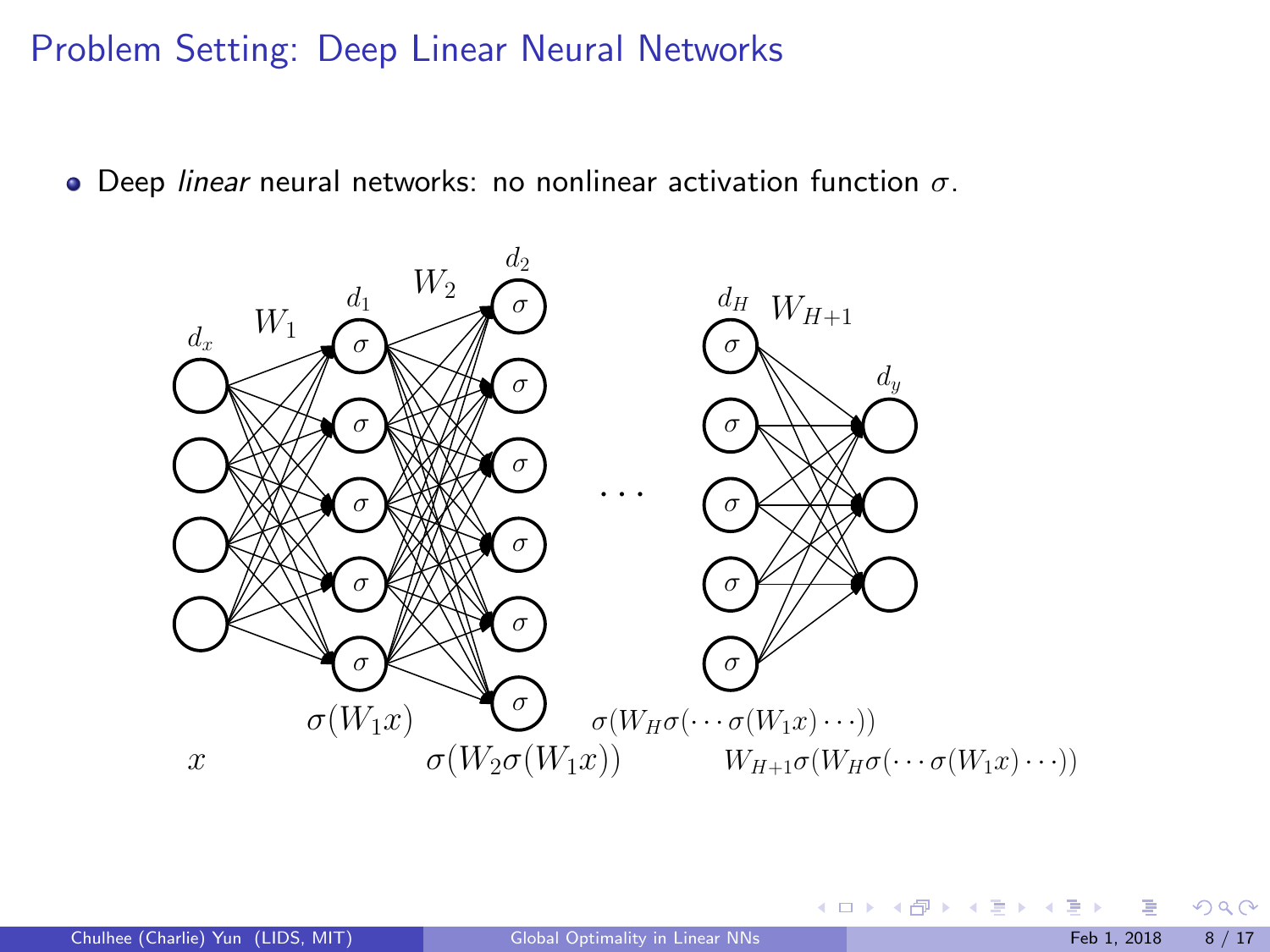## Problem Setting: Deep Linear Neural Networks

- Deep *linear* neural networks: no nonlinear activation function $\sigma$.

$d_x$ $W_1$ $d_1$ $W_2$ $d_2$ $\cdots$ $d_H$ $W_{H+1}$ $d_y$

$x$ $\quad \sigma(W_1 x) \quad \sigma(W_2 \sigma(W_1 x)) \quad \sigma(W_H \sigma(\cdots \sigma(W_1 x) \cdots)) \quad W_{H+1} \sigma(W_H \sigma(\cdots \sigma(W_1 x) \cdots))$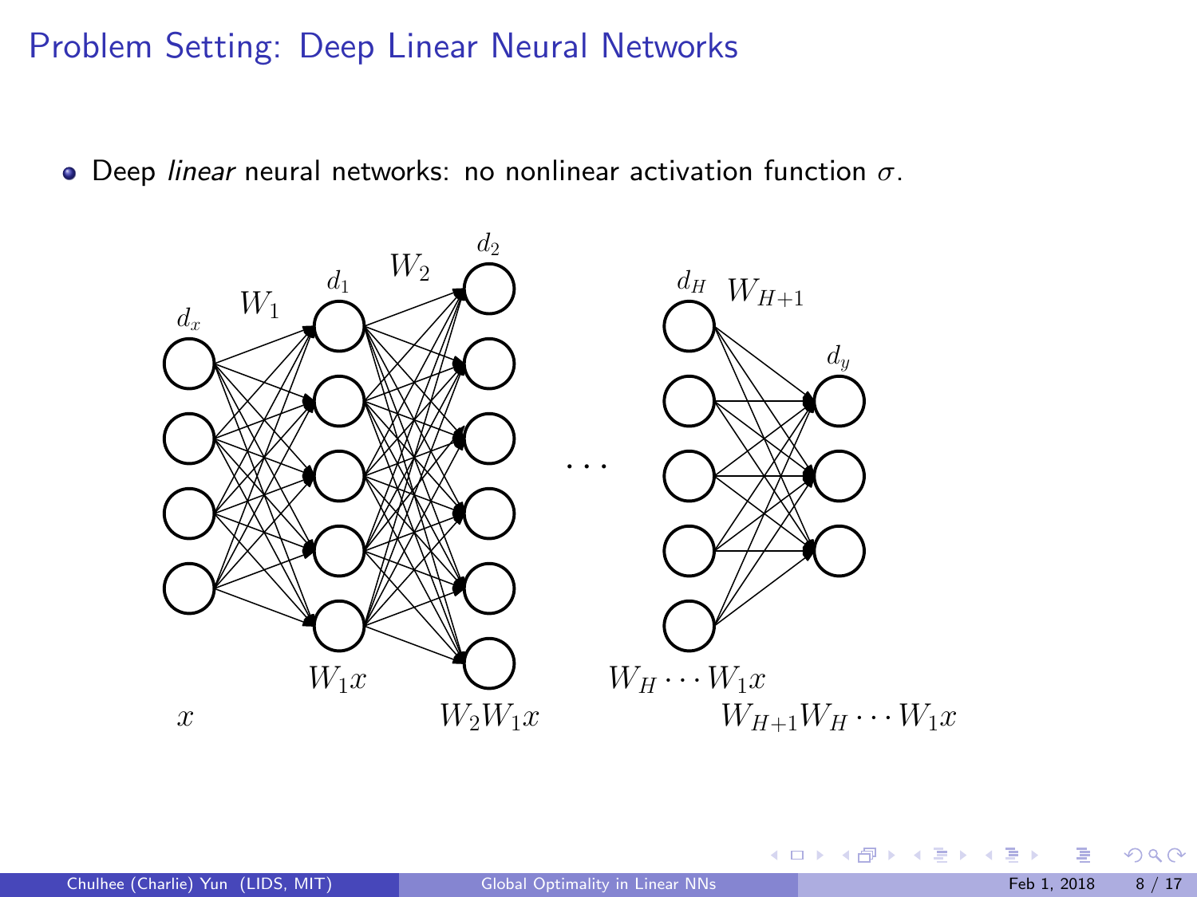# Problem Setting: Deep Linear Neural Networks

- Deep *linear* neural networks: no nonlinear activation function $\sigma$.

$d_x$ $\quad W_1 \quad$ $d_1$ $\quad W_2 \quad$ $d_2$ $\quad \cdots \quad$ $d_H$ $\quad W_{H+1} \quad$ $d_y$

$x \qquad W_1 x \qquad W_2 W_1 x \qquad W_H \cdots W_1 x \qquad W_{H+1} W_H \cdots W_1 x$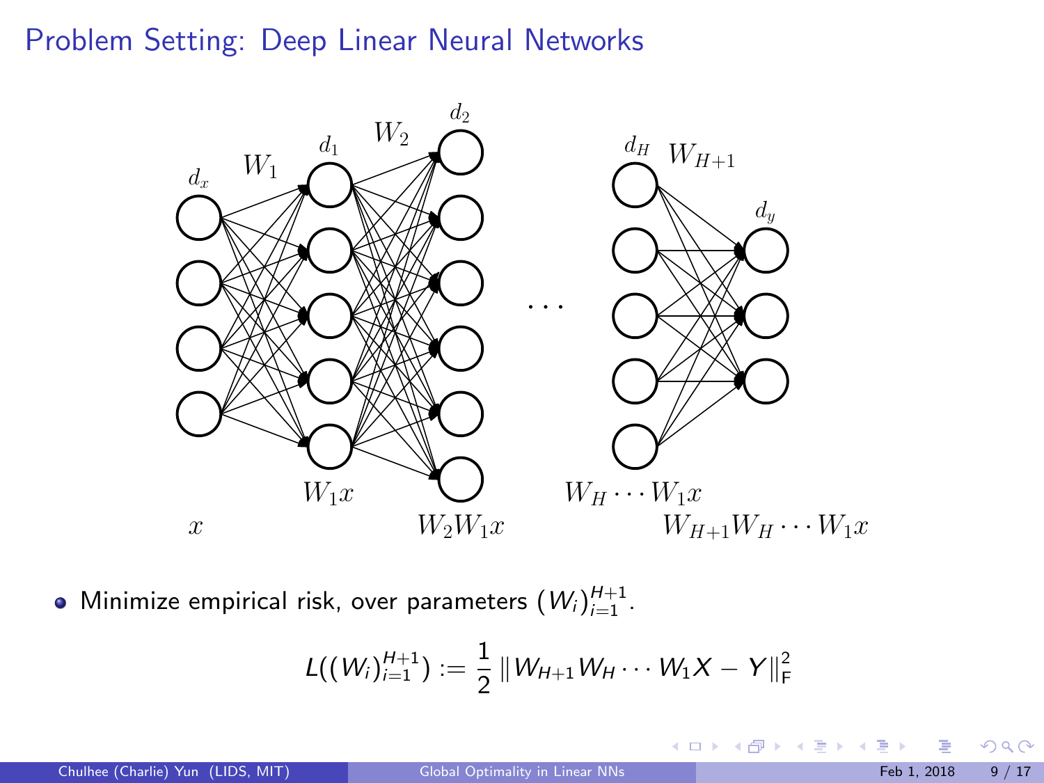## Problem Setting: Deep Linear Neural Networks

- Minimize empirical risk, over parameters $(W_i)_{i=1}^{H+1}$.

$$L((W_i)_{i=1}^{H+1}) := \frac{1}{2} \| W_{H+1} W_H \cdots W_1 X - Y \|_{\mathsf{F}}^2$$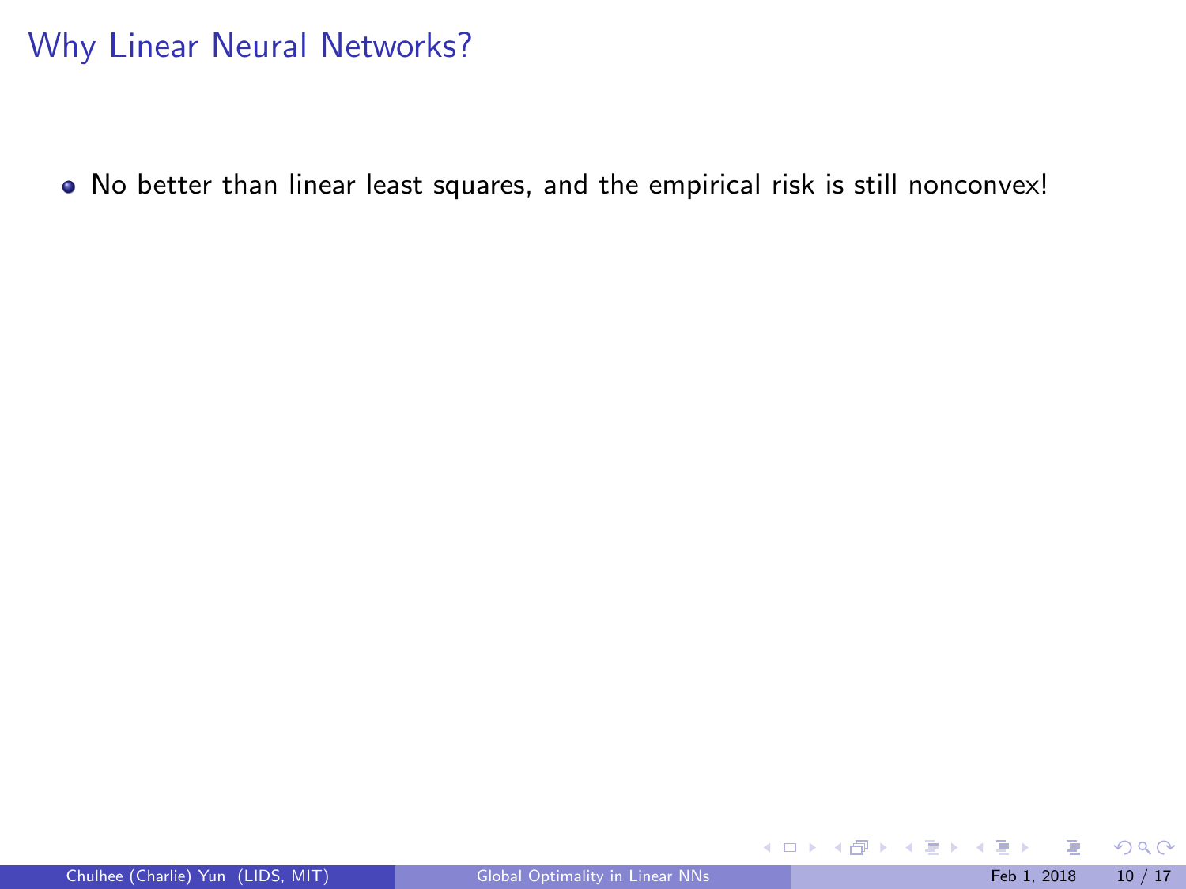# Why Linear Neural Networks?

- No better than linear least squares, and the empirical risk is still nonconvex!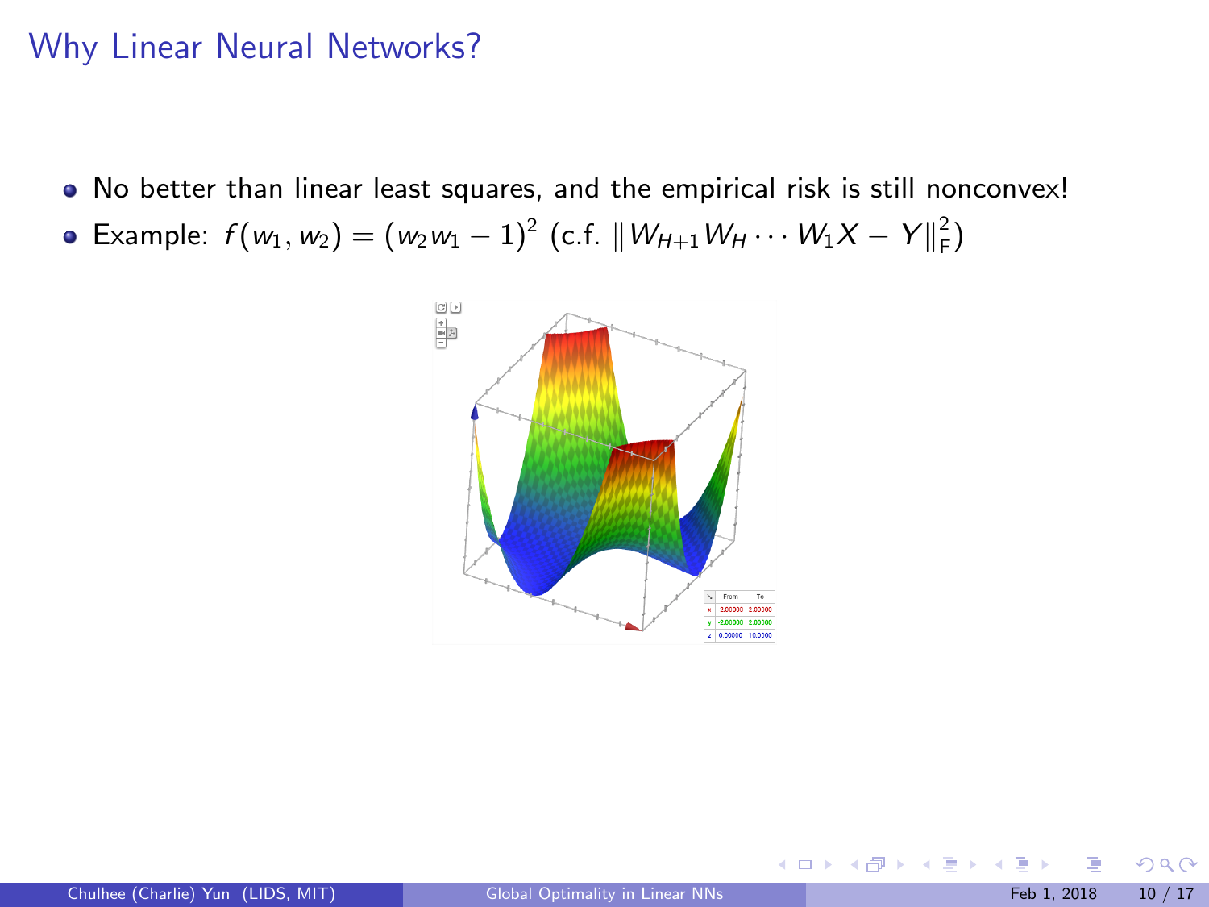# Why Linear Neural Networks?

- No better than linear least squares, and the empirical risk is still nonconvex!
- Example: $f(w_1, w_2) = (w_2 w_1 - 1)^2$ (c.f. $\|W_{H+1} W_H \cdots W_1 X - Y\|_F^2$)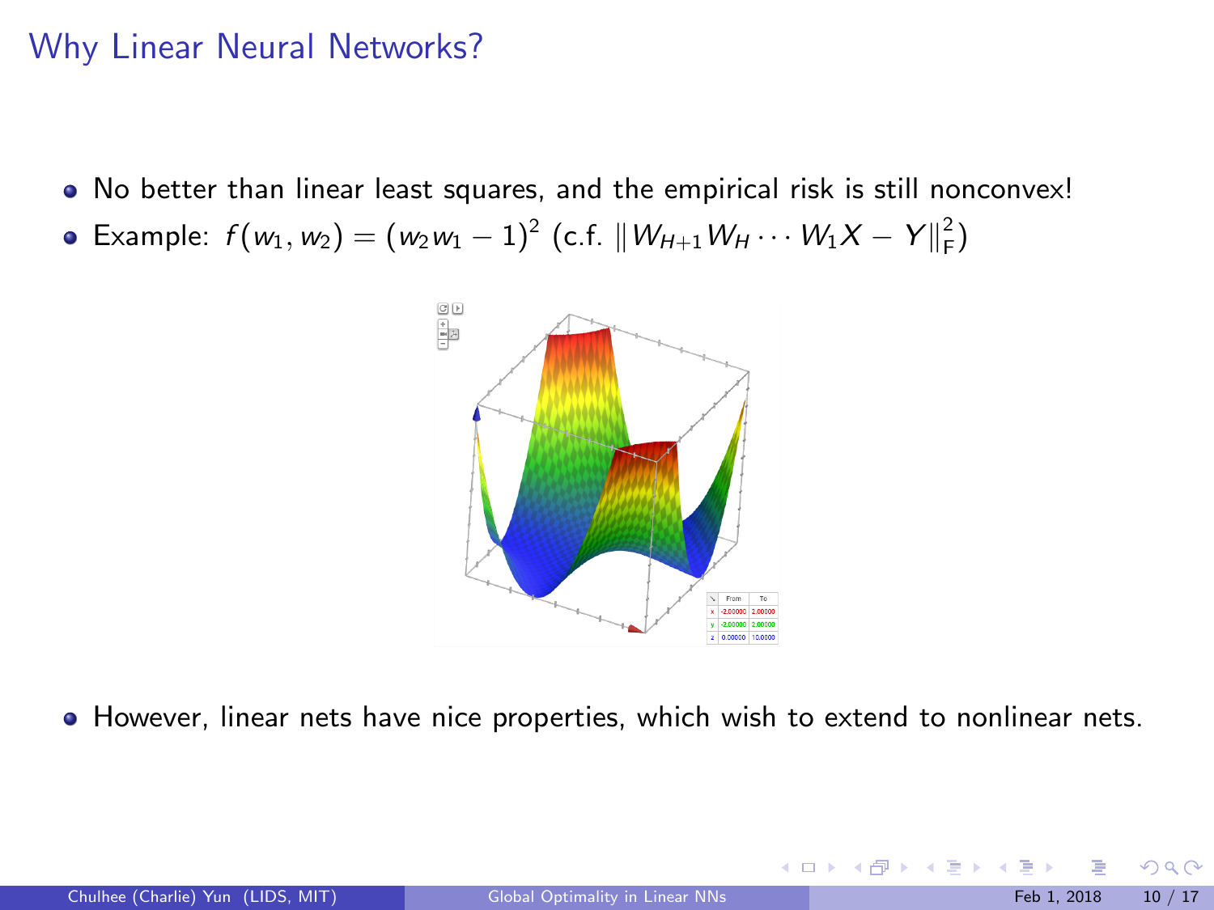## Why Linear Neural Networks?

- No better than linear least squares, and the empirical risk is still nonconvex!
- Example: $f(w_1, w_2) = (w_2 w_1 - 1)^2$ (c.f. $\|W_{H+1} W_H \cdots W_1 X - Y\|_F^2$)

- However, linear nets have nice properties, which wish to extend to nonlinear nets.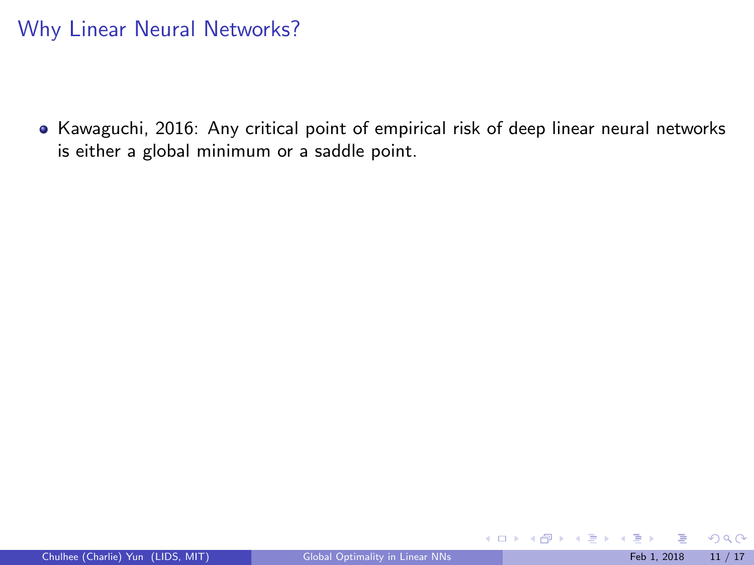# Why Linear Neural Networks?

- Kawaguchi, 2016: Any critical point of empirical risk of deep linear neural networks is either a global minimum or a saddle point.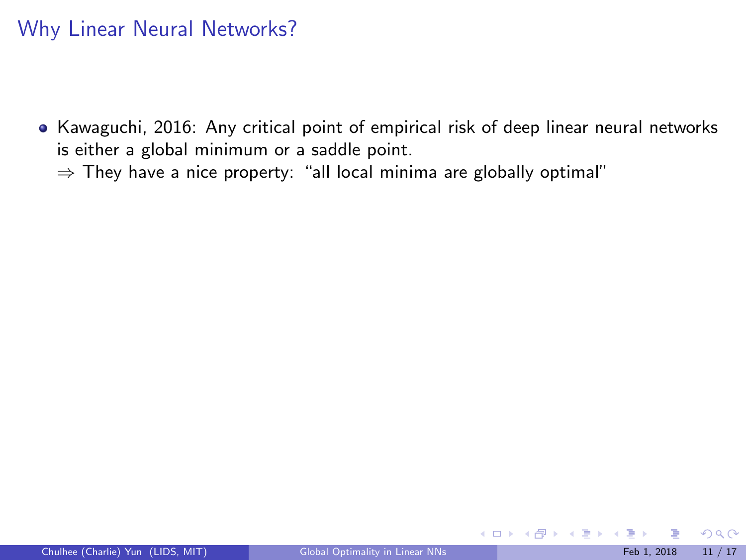# Why Linear Neural Networks?

- Kawaguchi, 2016: Any critical point of empirical risk of deep linear neural networks is either a global minimum or a saddle point.
  $\Rightarrow$ They have a nice property: "all local minima are globally optimal"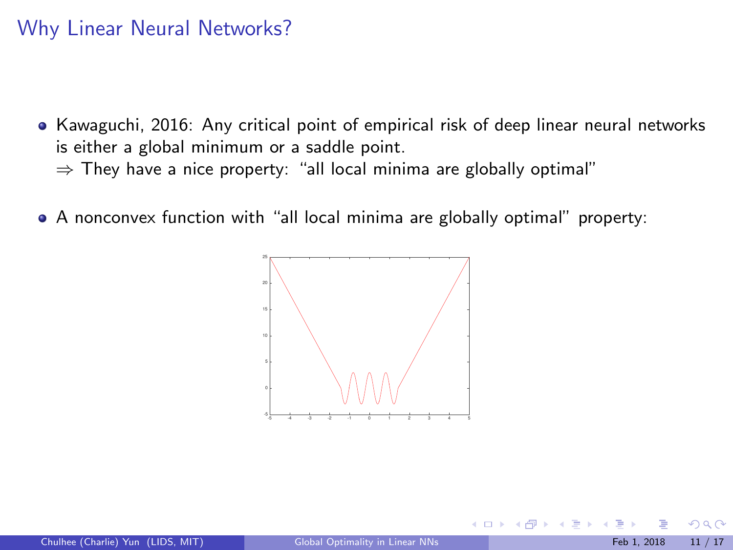# Why Linear Neural Networks?

- Kawaguchi, 2016: Any critical point of empirical risk of deep linear neural networks is either a global minimum or a saddle point.
  $\Rightarrow$ They have a nice property: "all local minima are globally optimal"

- A nonconvex function with "all local minima are globally optimal" property: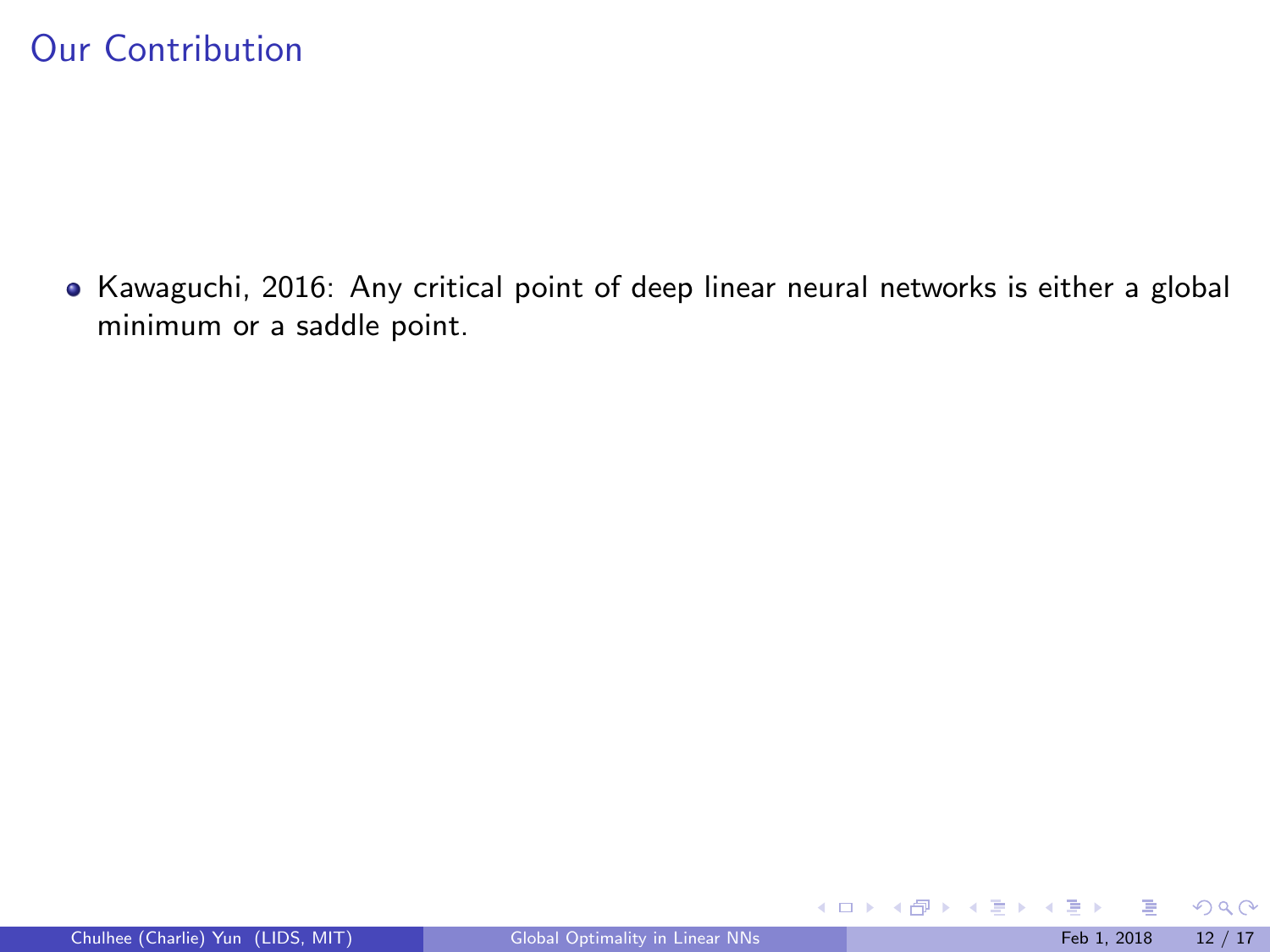# Our Contribution

- Kawaguchi, 2016: Any critical point of deep linear neural networks is either a global minimum or a saddle point.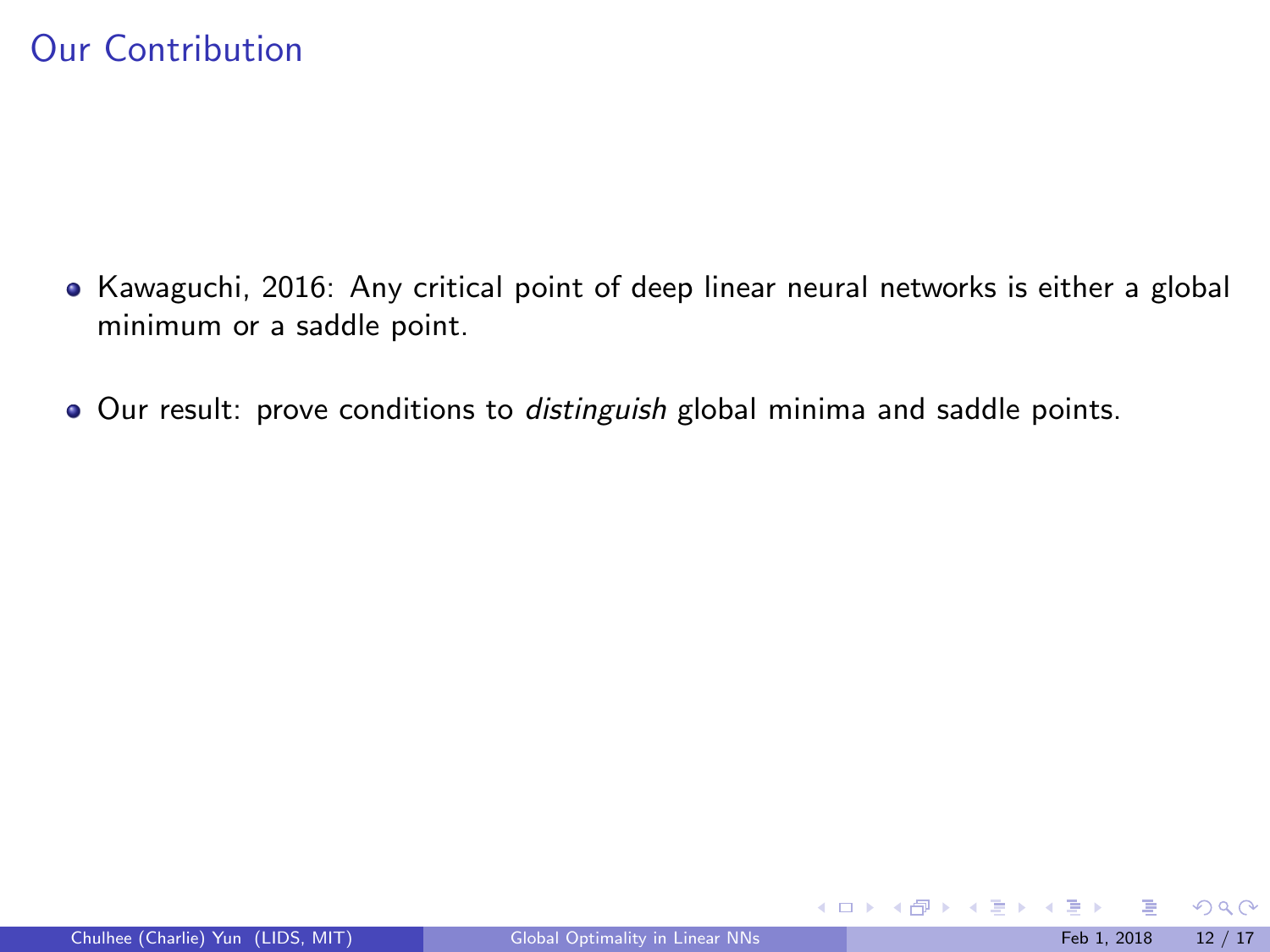# Our Contribution

- Kawaguchi, 2016: Any critical point of deep linear neural networks is either a global minimum or a saddle point.
- Our result: prove conditions to *distinguish* global minima and saddle points.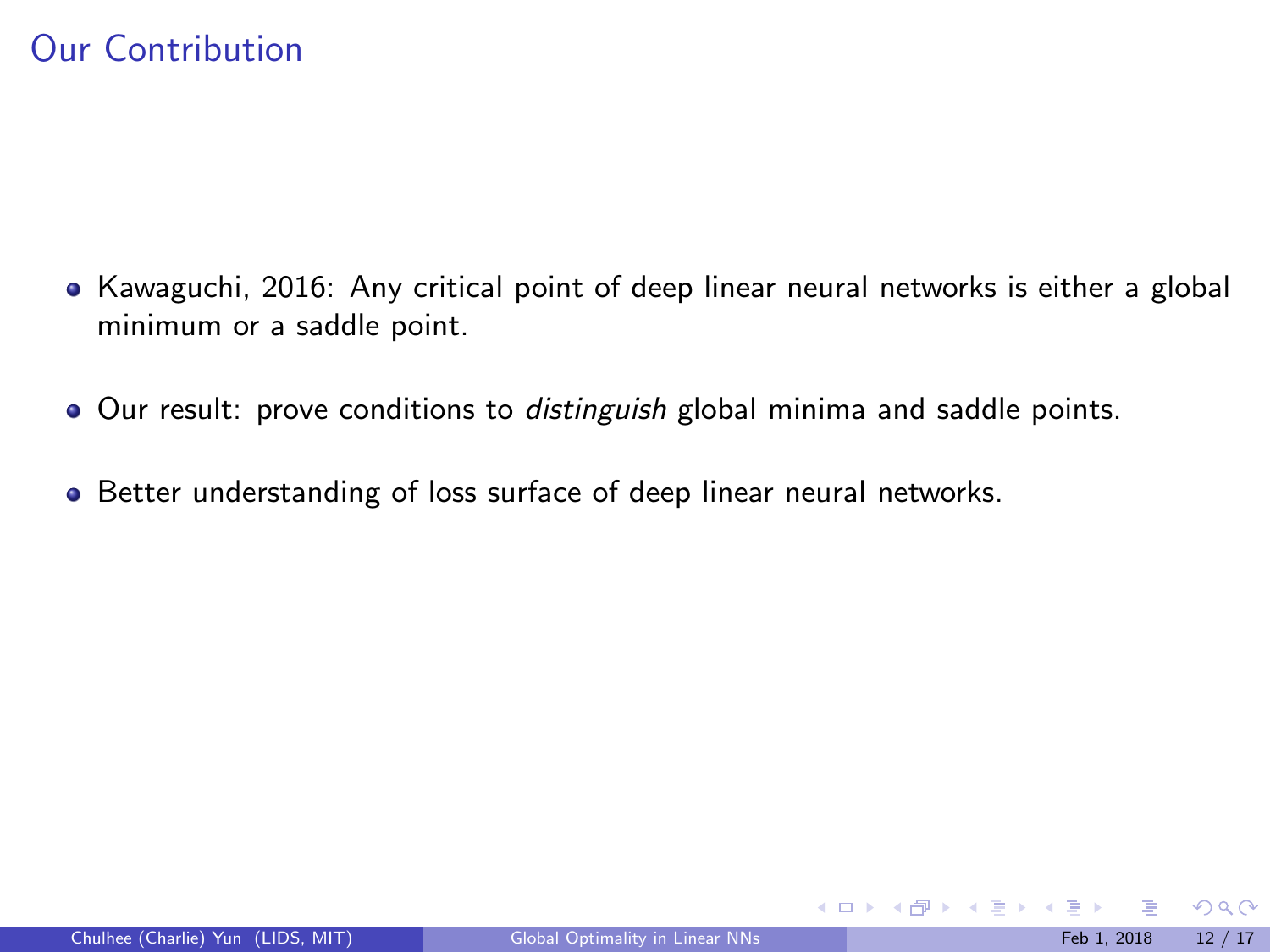# Our Contribution

- Kawaguchi, 2016: Any critical point of deep linear neural networks is either a global minimum or a saddle point.
- Our result: prove conditions to *distinguish* global minima and saddle points.
- Better understanding of loss surface of deep linear neural networks.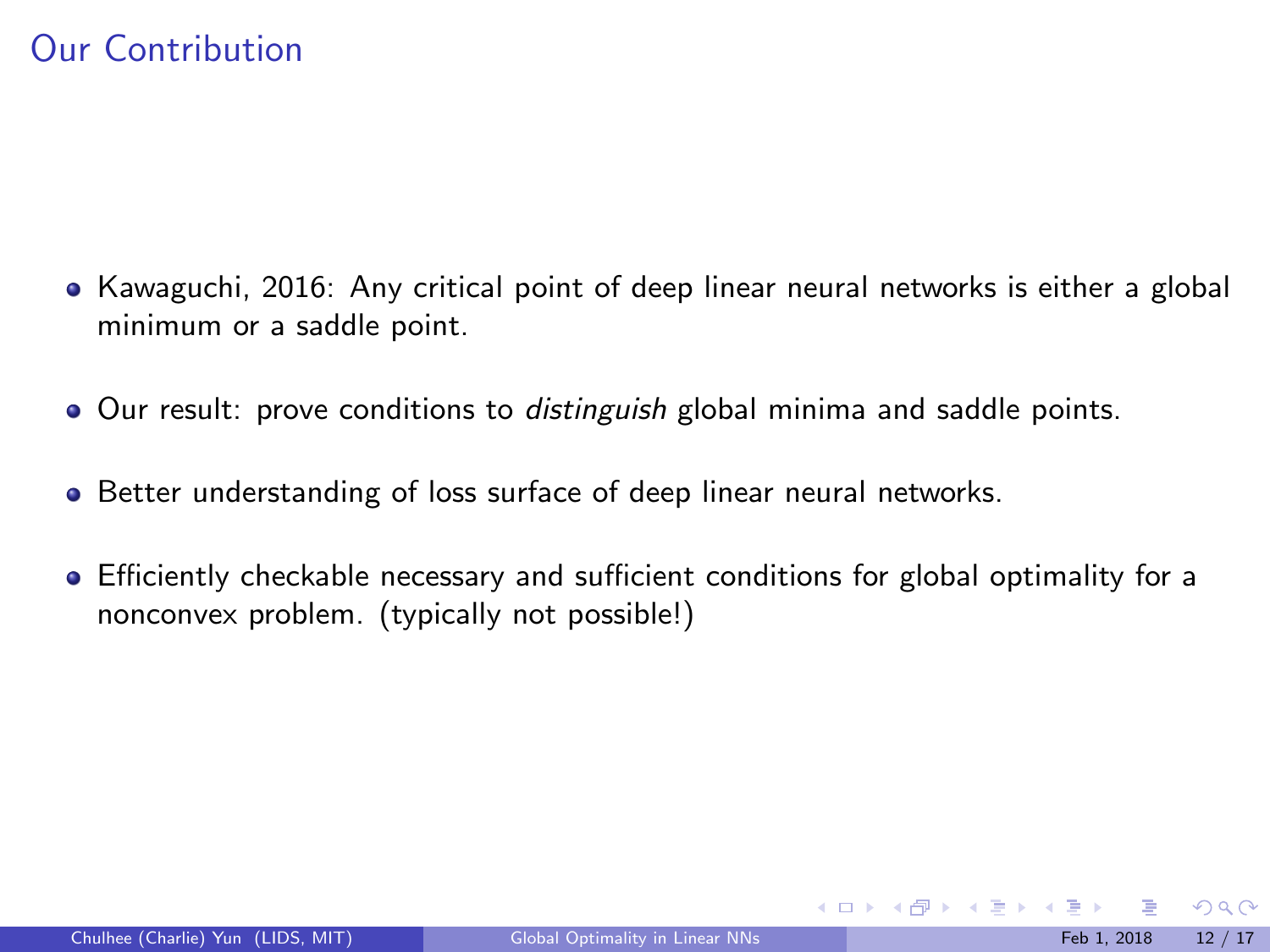# Our Contribution

- Kawaguchi, 2016: Any critical point of deep linear neural networks is either a global minimum or a saddle point.
- Our result: prove conditions to *distinguish* global minima and saddle points.
- Better understanding of loss surface of deep linear neural networks.
- Efficiently checkable necessary and sufficient conditions for global optimality for a nonconvex problem. (typically not possible!)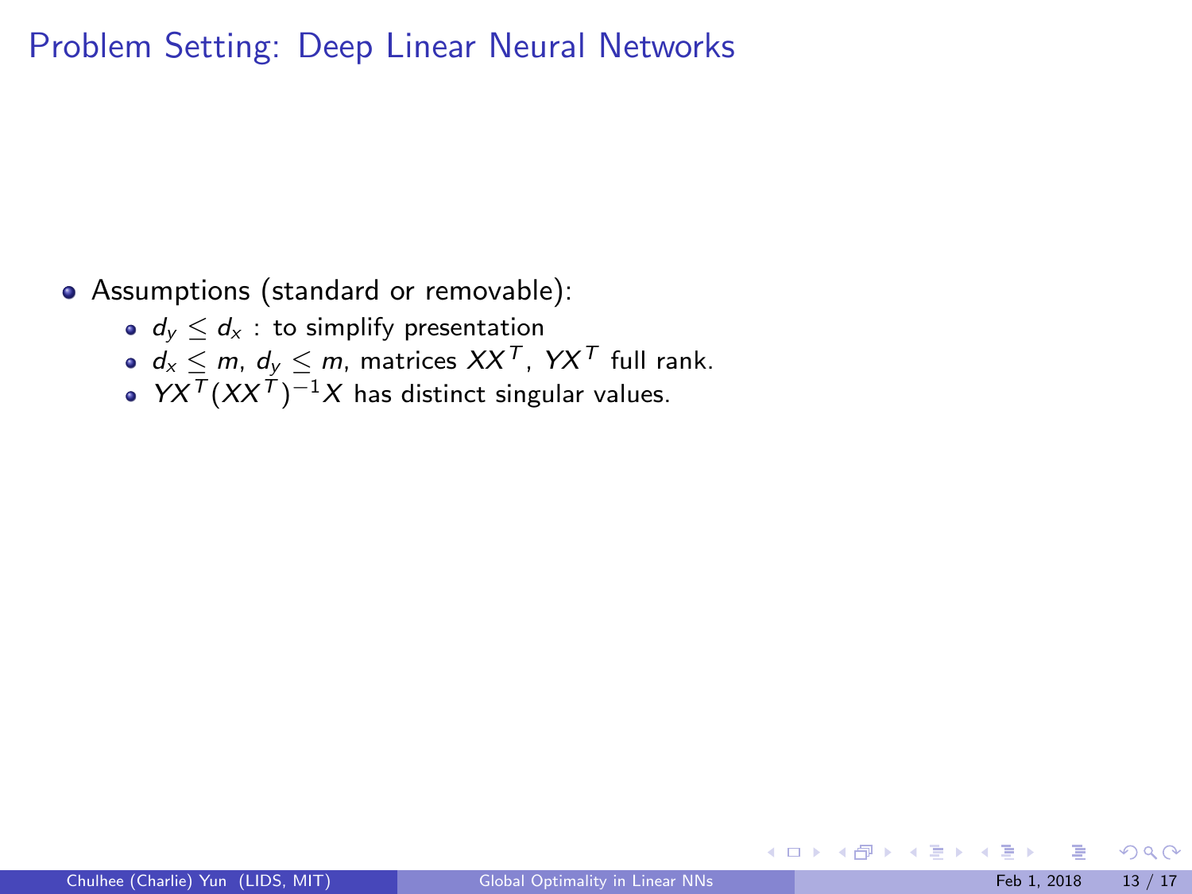# Problem Setting: Deep Linear Neural Networks

- Assumptions (standard or removable):
  - $d_y \leq d_x$ : to simplify presentation
  - $d_x \leq m$, $d_y \leq m$, matrices $XX^T$, $YX^T$ full rank.
  - $YX^T(XX^T)^{-1}X$ has distinct singular values.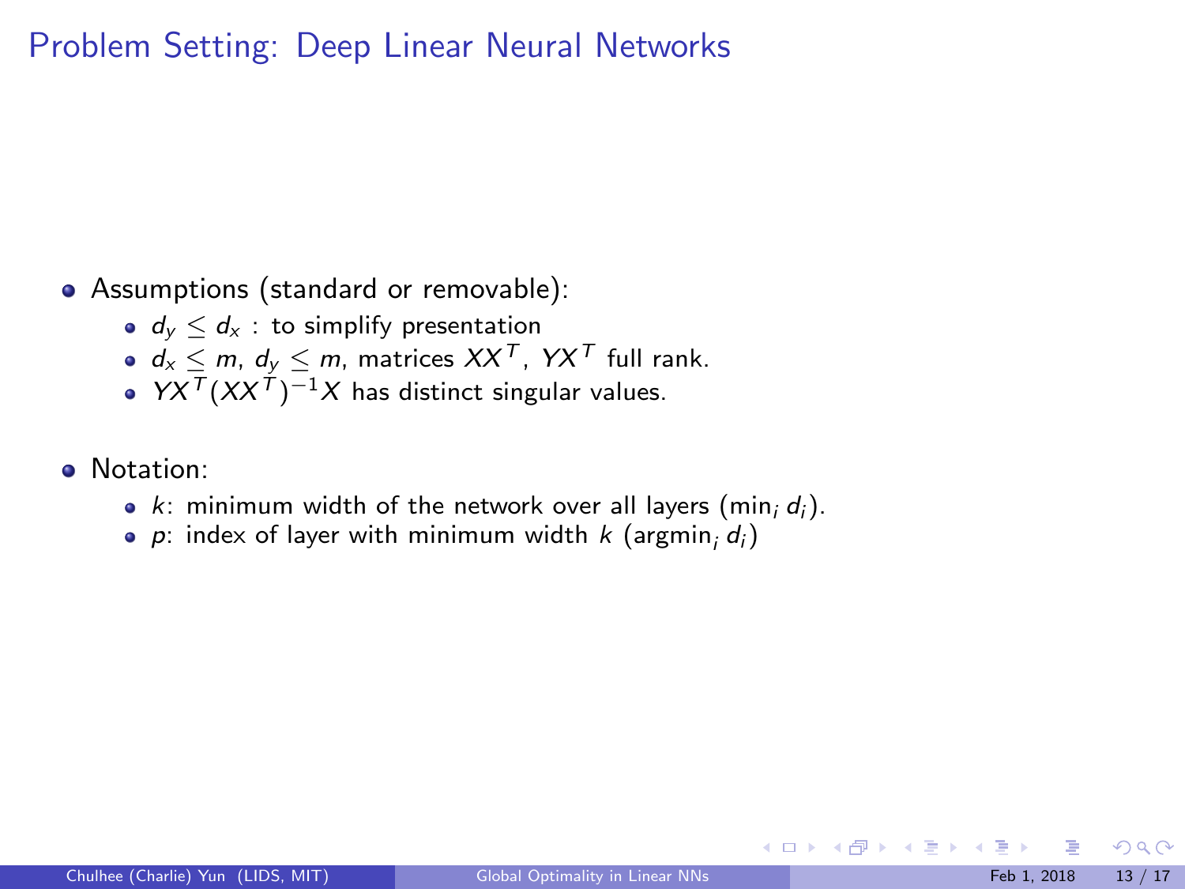# Problem Setting: Deep Linear Neural Networks

- Assumptions (standard or removable):
  - $d_y \leq d_x$ : to simplify presentation
  - $d_x \leq m$, $d_y \leq m$, matrices $XX^T$, $YX^T$ full rank.
  - $YX^T(XX^T)^{-1}X$ has distinct singular values.
- Notation:
  - $k$: minimum width of the network over all layers ($\min_i d_i$).
  - $p$: index of layer with minimum width $k$ ($\text{argmin}_i\, d_i$)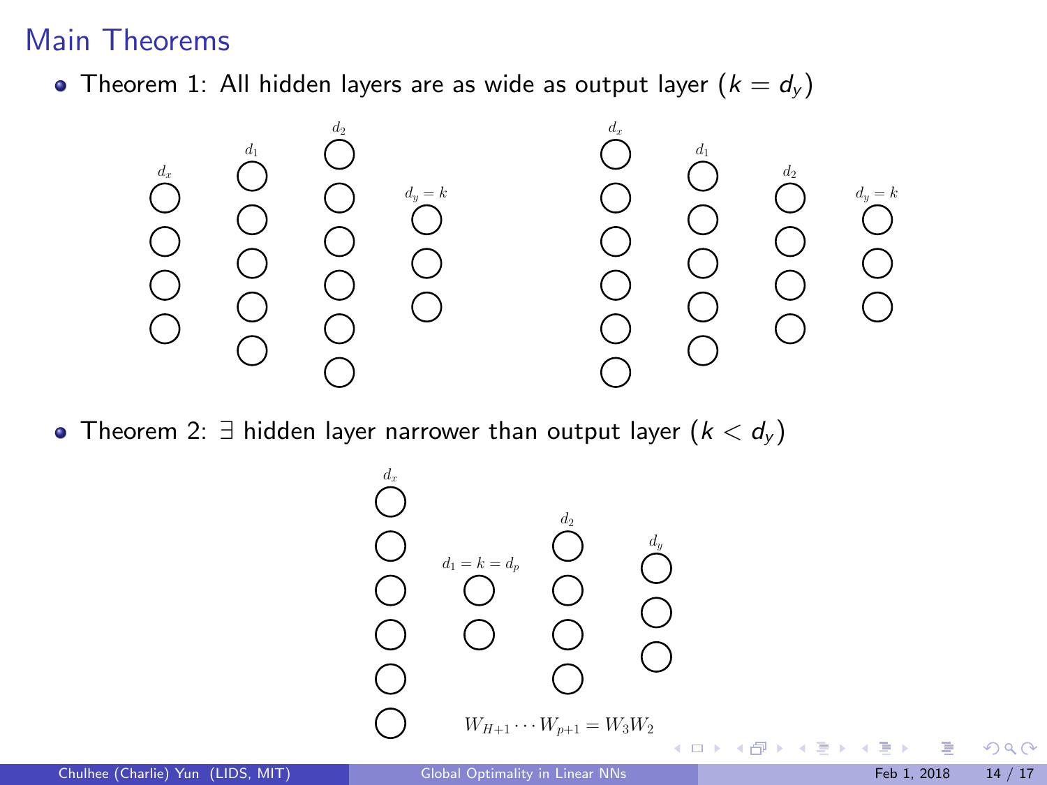## Main Theorems

- Theorem 1: All hidden layers are as wide as output layer ($k = d_y$)

$d_x$, $d_1$, $d_2$, $d_y = k$

$d_x$, $d_1$, $d_2$, $d_y = k$

- Theorem 2: $\exists$ hidden layer narrower than output layer ($k < d_y$)

$d_x$, $d_1 = k = d_p$, $d_2$, $d_y$

$$W_{H+1} \cdots W_{p+1} = W_3 W_2$$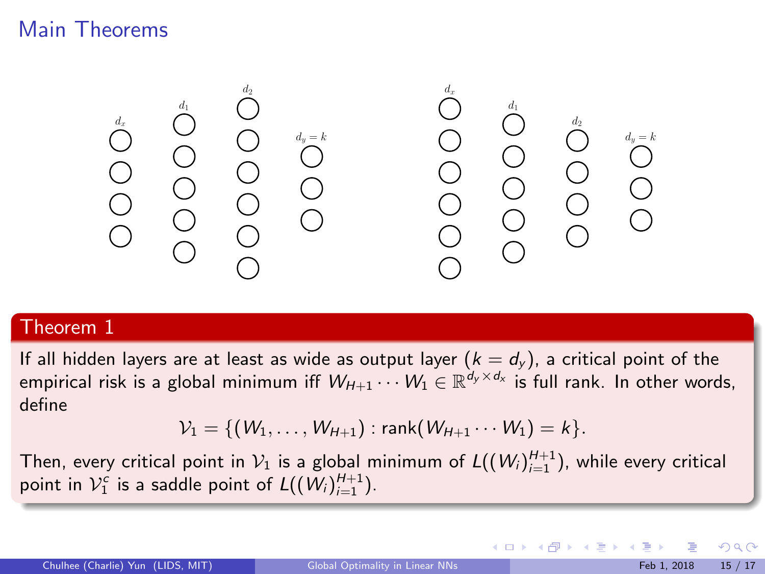# Main Theorems

$d_x$ $d_1$ $d_2$ $d_y = k$

$d_x$ $d_1$ $d_2$ $d_y = k$

## Theorem 1

If all hidden layers are at least as wide as output layer ($k = d_y$), a critical point of the empirical risk is a global minimum iff $W_{H+1} \cdots W_1 \in \mathbb{R}^{d_y \times d_x}$ is full rank. In other words, define

$$\mathcal{V}_1 = \{(W_1, \ldots, W_{H+1}) : \text{rank}(W_{H+1} \cdots W_1) = k\}.$$

Then, every critical point in $\mathcal{V}_1$ is a global minimum of $L((W_i)_{i=1}^{H+1})$, while every critical point in $\mathcal{V}_1^c$ is a saddle point of $L((W_i)_{i=1}^{H+1})$.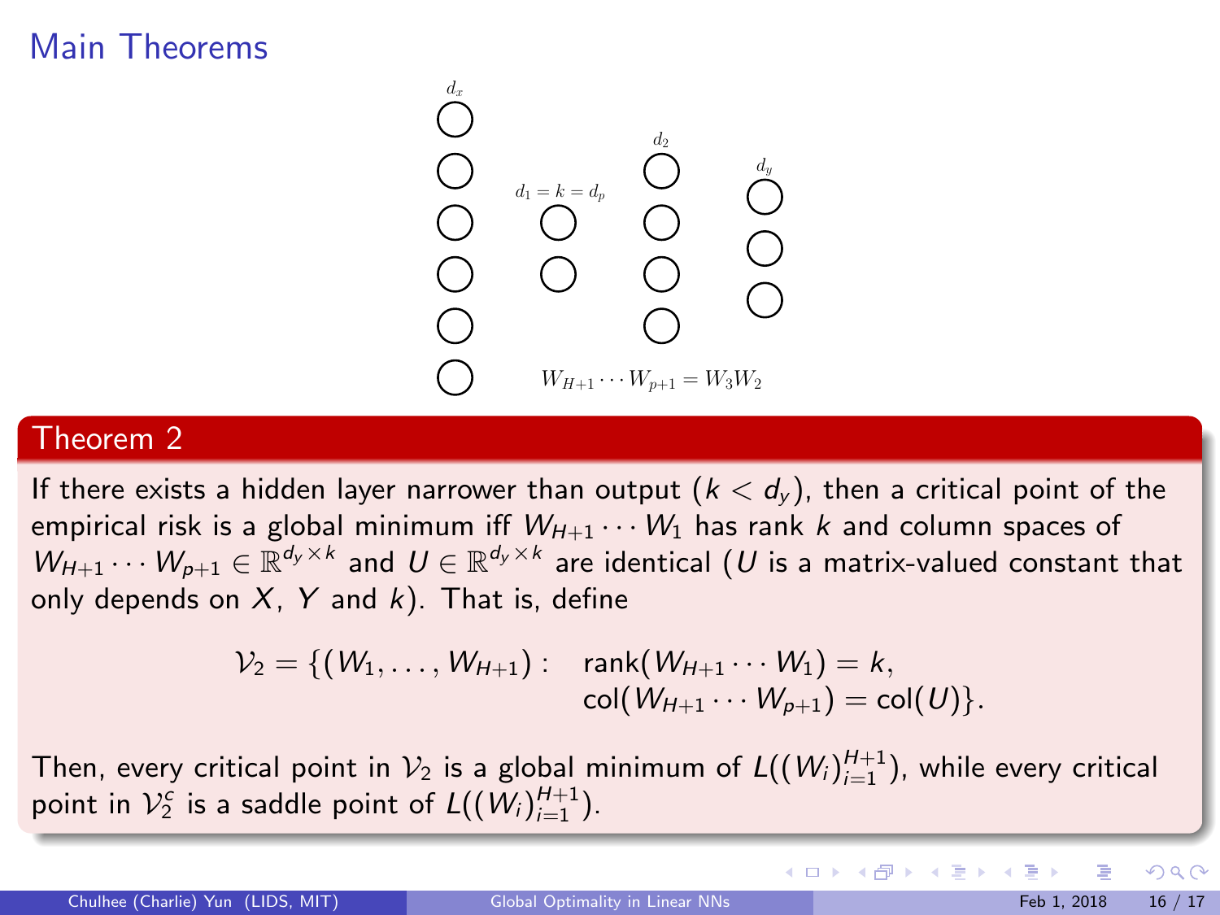# Main Theorems

$d_x$

$d_1 = k = d_p$

$d_2$

$d_y$

$W_{H+1} \cdots W_{p+1} = W_3 W_2$

## Theorem 2

If there exists a hidden layer narrower than output ($k < d_y$), then a critical point of the empirical risk is a global minimum iff $W_{H+1} \cdots W_1$ has rank $k$ and column spaces of $W_{H+1} \cdots W_{p+1} \in \mathbb{R}^{d_y \times k}$ and $U \in \mathbb{R}^{d_y \times k}$ are identical ($U$ is a matrix-valued constant that only depends on $X$, $Y$ and $k$). That is, define

$$\mathcal{V}_2 = \{(W_1, \ldots, W_{H+1}) : \quad \text{rank}(W_{H+1} \cdots W_1) = k, \\ \text{col}(W_{H+1} \cdots W_{p+1}) = \text{col}(U)\}.$$

Then, every critical point in $\mathcal{V}_2$ is a global minimum of $L((W_i)_{i=1}^{H+1})$, while every critical point in $\mathcal{V}_2^c$ is a saddle point of $L((W_i)_{i=1}^{H+1})$.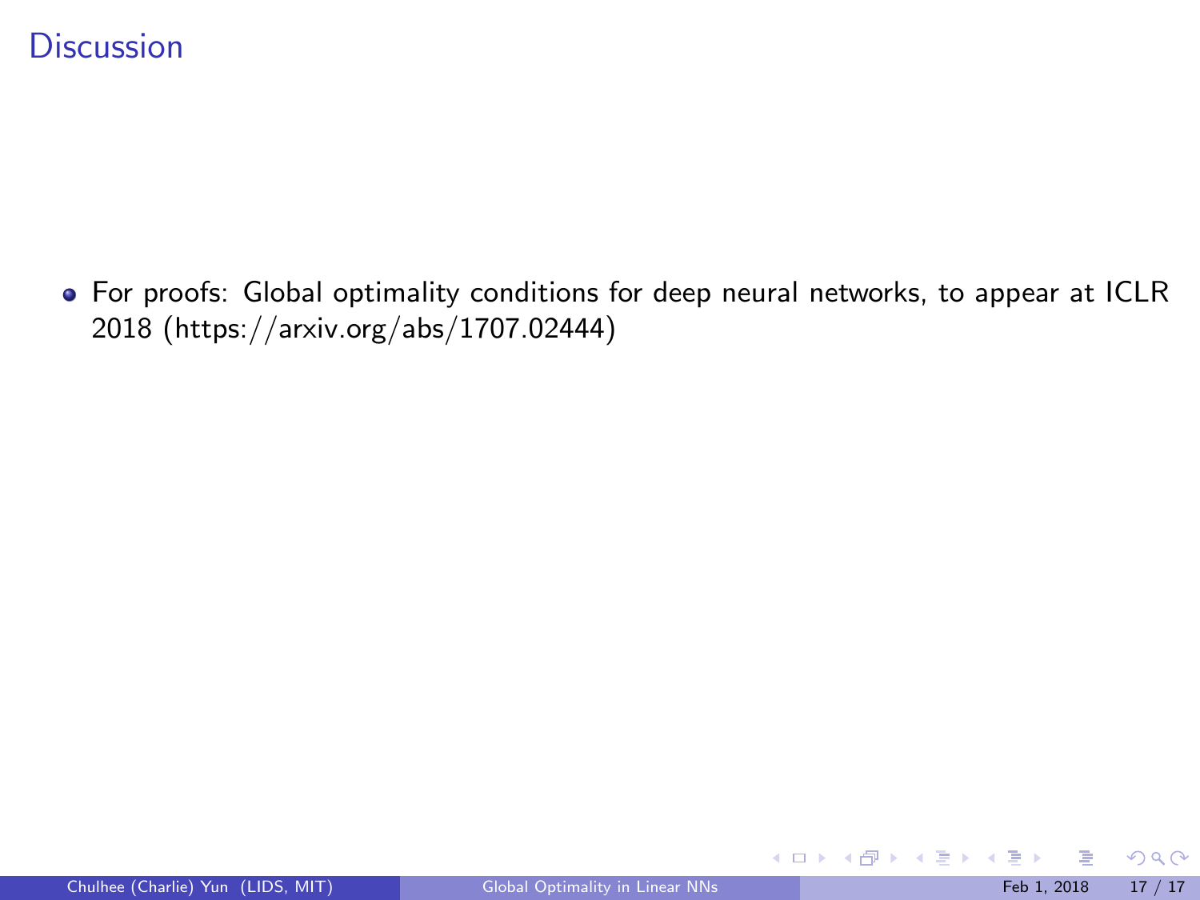# Discussion

- For proofs: Global optimality conditions for deep neural networks, to appear at ICLR 2018 (https://arxiv.org/abs/1707.02444)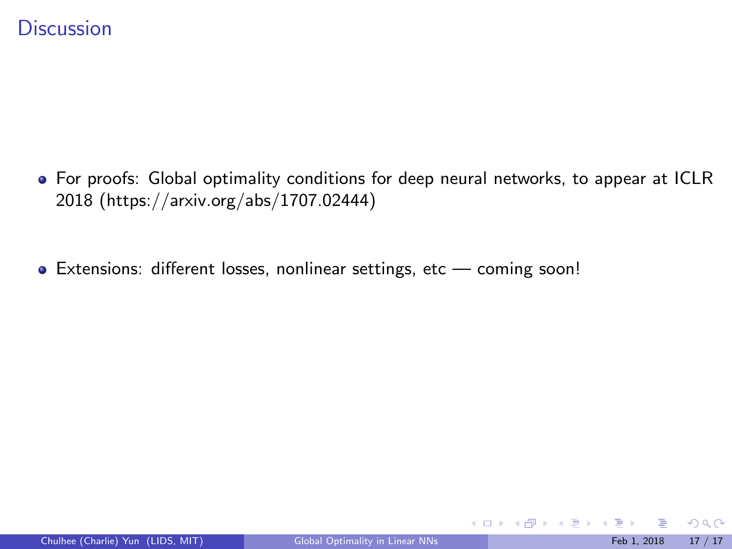# Discussion

- For proofs: Global optimality conditions for deep neural networks, to appear at ICLR 2018 (https://arxiv.org/abs/1707.02444)
- Extensions: different losses, nonlinear settings, etc — coming soon!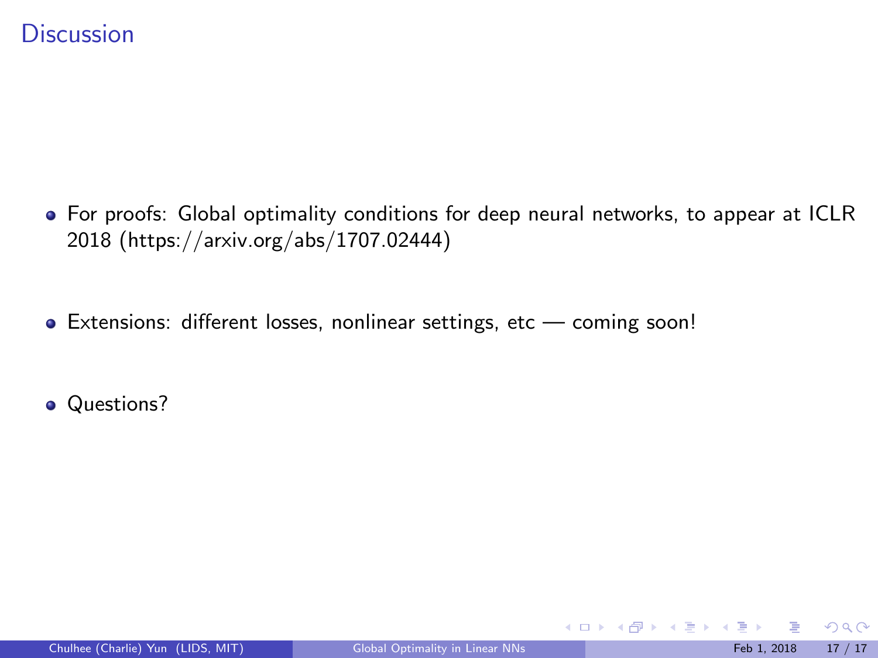# Discussion

- For proofs: Global optimality conditions for deep neural networks, to appear at ICLR 2018 (https://arxiv.org/abs/1707.02444)
- Extensions: different losses, nonlinear settings, etc — coming soon!
- Questions?